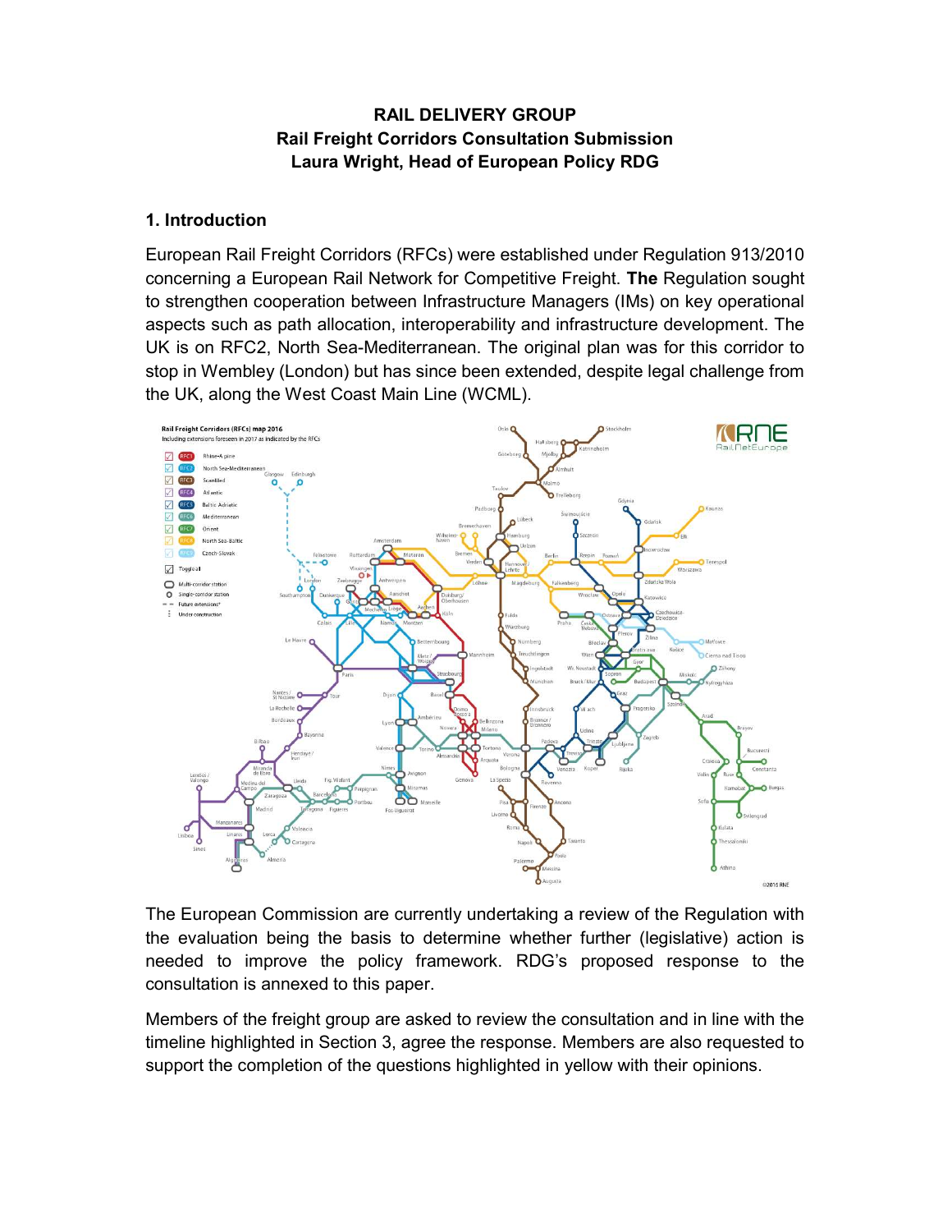**RAIL DELIVERY GROUP**
**Rail Freight Corridors Consultation Submission**
**Laura Wright, Head of European Policy RDG**

## 1. Introduction

European Rail Freight Corridors (RFCs) were established under Regulation 913/2010 concerning a European Rail Network for Competitive Freight. **The** Regulation sought to strengthen cooperation between Infrastructure Managers (IMs) on key operational aspects such as path allocation, interoperability and infrastructure development. The UK is on RFC2, North Sea-Mediterranean. The original plan was for this corridor to stop in Wembley (London) but has since been extended, despite legal challenge from the UK, along the West Coast Main Line (WCML).

The European Commission are currently undertaking a review of the Regulation with the evaluation being the basis to determine whether further (legislative) action is needed to improve the policy framework. RDG's proposed response to the consultation is annexed to this paper.

Members of the freight group are asked to review the consultation and in line with the timeline highlighted in Section 3, agree the response. Members are also requested to support the completion of the questions highlighted in yellow with their opinions.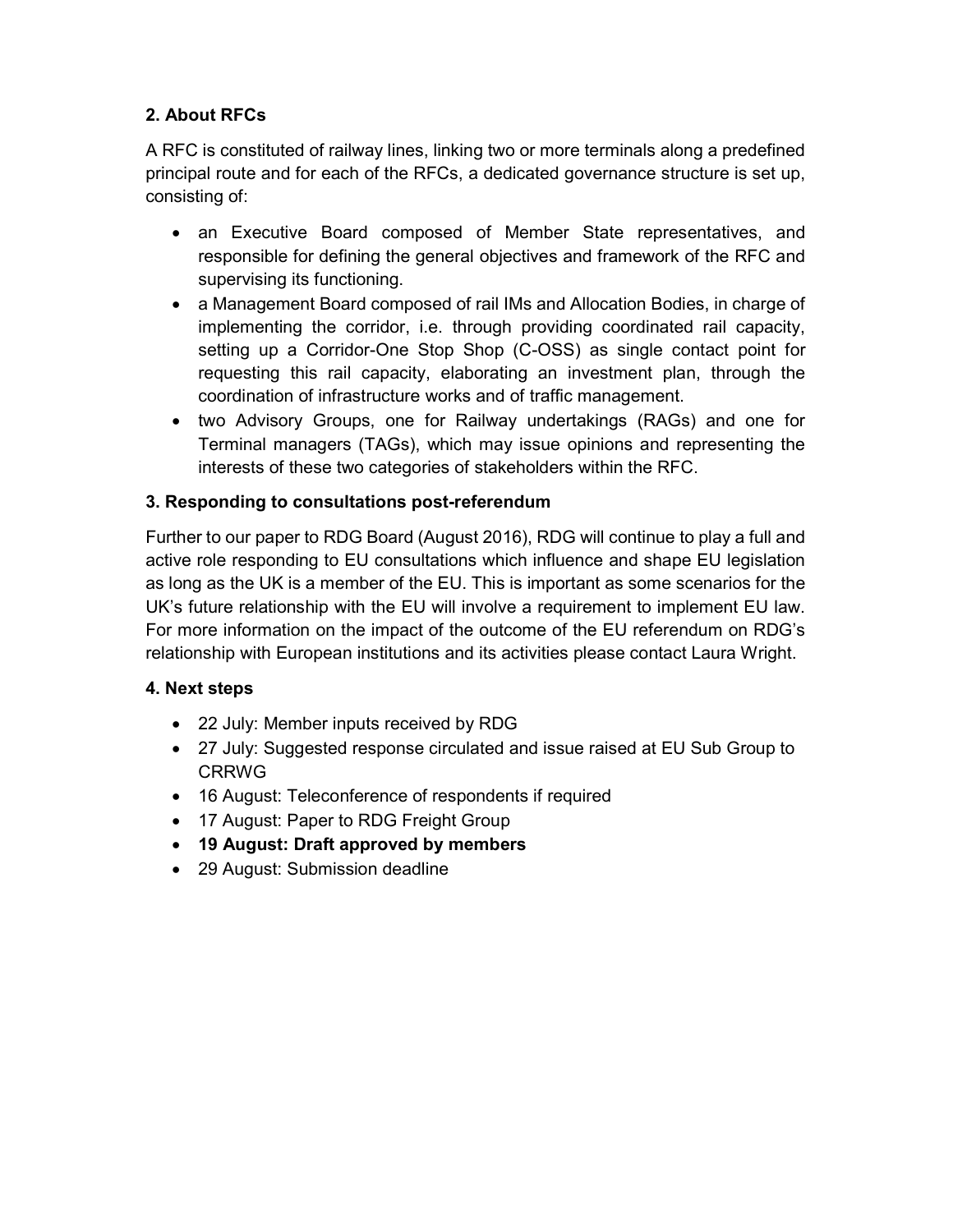## 2. About RFCs

A RFC is constituted of railway lines, linking two or more terminals along a predefined principal route and for each of the RFCs, a dedicated governance structure is set up, consisting of:

- an Executive Board composed of Member State representatives, and responsible for defining the general objectives and framework of the RFC and supervising its functioning.
- a Management Board composed of rail IMs and Allocation Bodies, in charge of implementing the corridor, i.e. through providing coordinated rail capacity, setting up a Corridor-One Stop Shop (C-OSS) as single contact point for requesting this rail capacity, elaborating an investment plan, through the coordination of infrastructure works and of traffic management.
- two Advisory Groups, one for Railway undertakings (RAGs) and one for Terminal managers (TAGs), which may issue opinions and representing the interests of these two categories of stakeholders within the RFC.

## 3. Responding to consultations post-referendum

Further to our paper to RDG Board (August 2016), RDG will continue to play a full and active role responding to EU consultations which influence and shape EU legislation as long as the UK is a member of the EU. This is important as some scenarios for the UK's future relationship with the EU will involve a requirement to implement EU law. For more information on the impact of the outcome of the EU referendum on RDG's relationship with European institutions and its activities please contact Laura Wright.

## 4. Next steps

- 22 July: Member inputs received by RDG
- 27 July: Suggested response circulated and issue raised at EU Sub Group to CRRWG
- 16 August: Teleconference of respondents if required
- 17 August: Paper to RDG Freight Group
- **19 August: Draft approved by members**
- 29 August: Submission deadline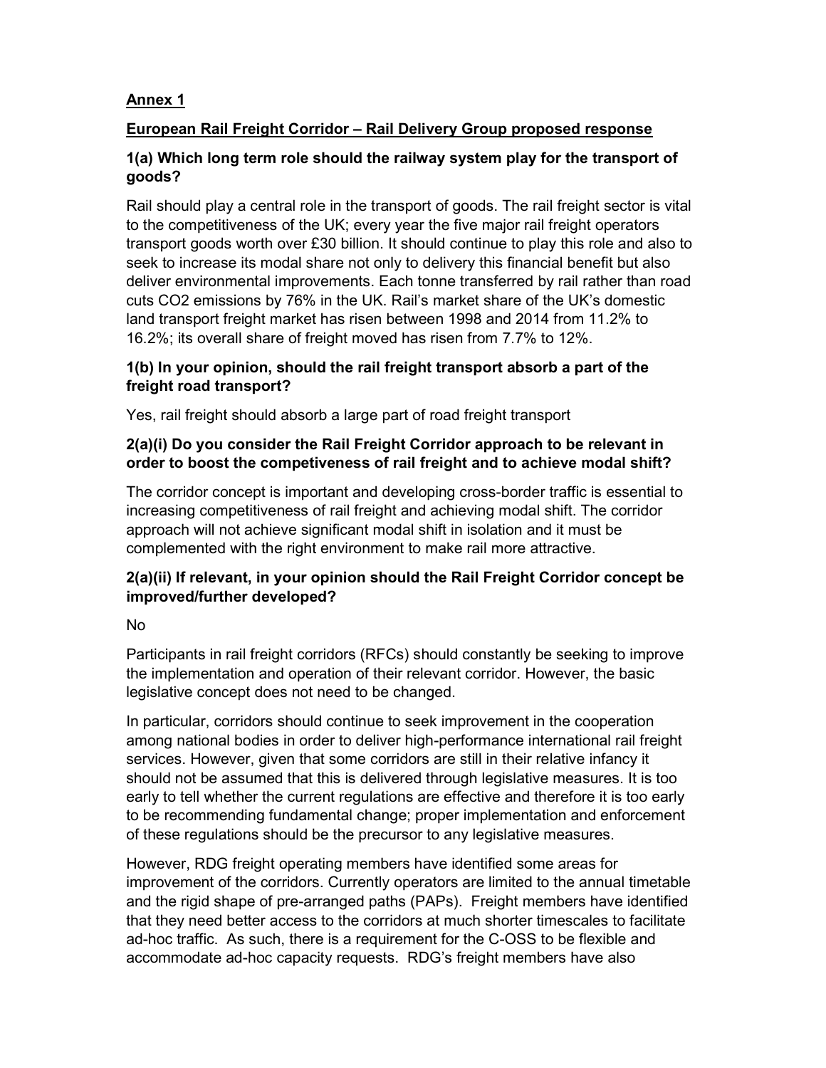**Annex 1**

**European Rail Freight Corridor – Rail Delivery Group proposed response**

**1(a) Which long term role should the railway system play for the transport of goods?**

Rail should play a central role in the transport of goods. The rail freight sector is vital to the competitiveness of the UK; every year the five major rail freight operators transport goods worth over £30 billion. It should continue to play this role and also to seek to increase its modal share not only to delivery this financial benefit but also deliver environmental improvements. Each tonne transferred by rail rather than road cuts $CO_2$ emissions by 76% in the UK. Rail's market share of the UK's domestic land transport freight market has risen between 1998 and 2014 from 11.2% to 16.2%; its overall share of freight moved has risen from 7.7% to 12%.

**1(b) In your opinion, should the rail freight transport absorb a part of the freight road transport?**

Yes, rail freight should absorb a large part of road freight transport

**2(a)(i) Do you consider the Rail Freight Corridor approach to be relevant in order to boost the competiveness of rail freight and to achieve modal shift?**

The corridor concept is important and developing cross-border traffic is essential to increasing competitiveness of rail freight and achieving modal shift. The corridor approach will not achieve significant modal shift in isolation and it must be complemented with the right environment to make rail more attractive.

**2(a)(ii) If relevant, in your opinion should the Rail Freight Corridor concept be improved/further developed?**

No

Participants in rail freight corridors (RFCs) should constantly be seeking to improve the implementation and operation of their relevant corridor. However, the basic legislative concept does not need to be changed.

In particular, corridors should continue to seek improvement in the cooperation among national bodies in order to deliver high-performance international rail freight services. However, given that some corridors are still in their relative infancy it should not be assumed that this is delivered through legislative measures. It is too early to tell whether the current regulations are effective and therefore it is too early to be recommending fundamental change; proper implementation and enforcement of these regulations should be the precursor to any legislative measures.

However, RDG freight operating members have identified some areas for improvement of the corridors. Currently operators are limited to the annual timetable and the rigid shape of pre-arranged paths (PAPs). Freight members have identified that they need better access to the corridors at much shorter timescales to facilitate ad-hoc traffic. As such, there is a requirement for the C-OSS to be flexible and accommodate ad-hoc capacity requests. RDG's freight members have also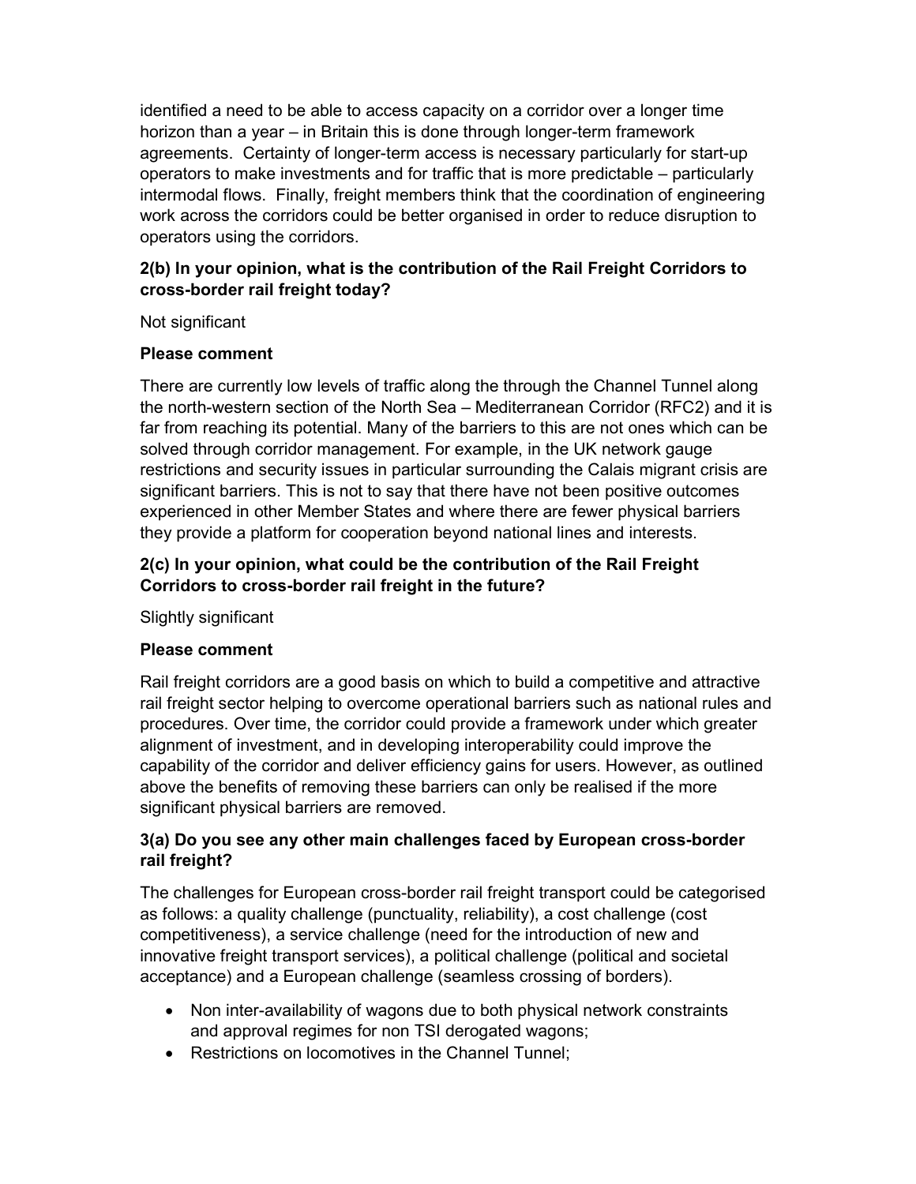identified a need to be able to access capacity on a corridor over a longer time horizon than a year – in Britain this is done through longer-term framework agreements. Certainty of longer-term access is necessary particularly for start-up operators to make investments and for traffic that is more predictable – particularly intermodal flows. Finally, freight members think that the coordination of engineering work across the corridors could be better organised in order to reduce disruption to operators using the corridors.

**2(b) In your opinion, what is the contribution of the Rail Freight Corridors to cross-border rail freight today?**

Not significant

**Please comment**

There are currently low levels of traffic along the through the Channel Tunnel along the north-western section of the North Sea – Mediterranean Corridor (RFC2) and it is far from reaching its potential. Many of the barriers to this are not ones which can be solved through corridor management. For example, in the UK network gauge restrictions and security issues in particular surrounding the Calais migrant crisis are significant barriers. This is not to say that there have not been positive outcomes experienced in other Member States and where there are fewer physical barriers they provide a platform for cooperation beyond national lines and interests.

**2(c) In your opinion, what could be the contribution of the Rail Freight Corridors to cross-border rail freight in the future?**

Slightly significant

**Please comment**

Rail freight corridors are a good basis on which to build a competitive and attractive rail freight sector helping to overcome operational barriers such as national rules and procedures. Over time, the corridor could provide a framework under which greater alignment of investment, and in developing interoperability could improve the capability of the corridor and deliver efficiency gains for users. However, as outlined above the benefits of removing these barriers can only be realised if the more significant physical barriers are removed.

**3(a) Do you see any other main challenges faced by European cross-border rail freight?**

The challenges for European cross-border rail freight transport could be categorised as follows: a quality challenge (punctuality, reliability), a cost challenge (cost competitiveness), a service challenge (need for the introduction of new and innovative freight transport services), a political challenge (political and societal acceptance) and a European challenge (seamless crossing of borders).

- Non inter-availability of wagons due to both physical network constraints and approval regimes for non TSI derogated wagons;
- Restrictions on locomotives in the Channel Tunnel;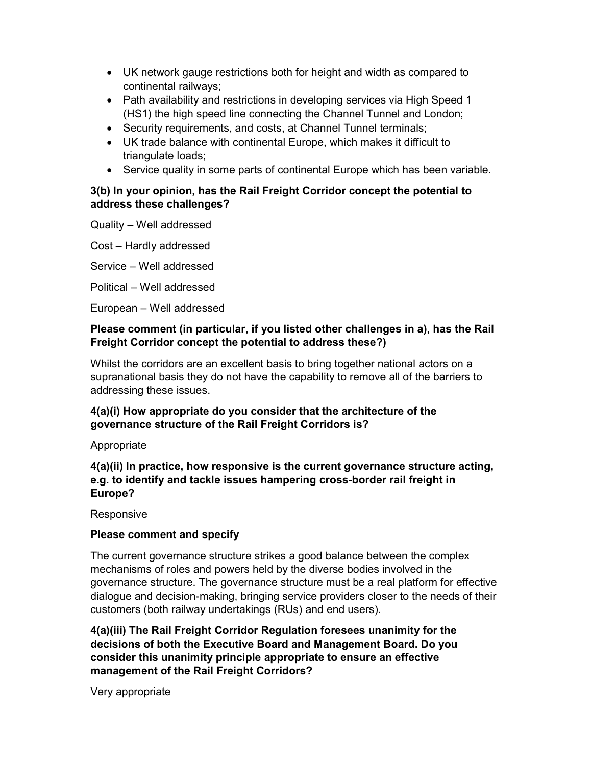- UK network gauge restrictions both for height and width as compared to continental railways;
- Path availability and restrictions in developing services via High Speed 1 (HS1) the high speed line connecting the Channel Tunnel and London;
- Security requirements, and costs, at Channel Tunnel terminals;
- UK trade balance with continental Europe, which makes it difficult to triangulate loads;
- Service quality in some parts of continental Europe which has been variable.

**3(b) In your opinion, has the Rail Freight Corridor concept the potential to address these challenges?**

Quality – Well addressed

Cost – Hardly addressed

Service – Well addressed

Political – Well addressed

European – Well addressed

**Please comment (in particular, if you listed other challenges in a), has the Rail Freight Corridor concept the potential to address these?)**

Whilst the corridors are an excellent basis to bring together national actors on a supranational basis they do not have the capability to remove all of the barriers to addressing these issues.

**4(a)(i) How appropriate do you consider that the architecture of the governance structure of the Rail Freight Corridors is?**

Appropriate

**4(a)(ii) In practice, how responsive is the current governance structure acting, e.g. to identify and tackle issues hampering cross-border rail freight in Europe?**

Responsive

**Please comment and specify**

The current governance structure strikes a good balance between the complex mechanisms of roles and powers held by the diverse bodies involved in the governance structure. The governance structure must be a real platform for effective dialogue and decision-making, bringing service providers closer to the needs of their customers (both railway undertakings (RUs) and end users).

**4(a)(iii) The Rail Freight Corridor Regulation foresees unanimity for the decisions of both the Executive Board and Management Board. Do you consider this unanimity principle appropriate to ensure an effective management of the Rail Freight Corridors?**

Very appropriate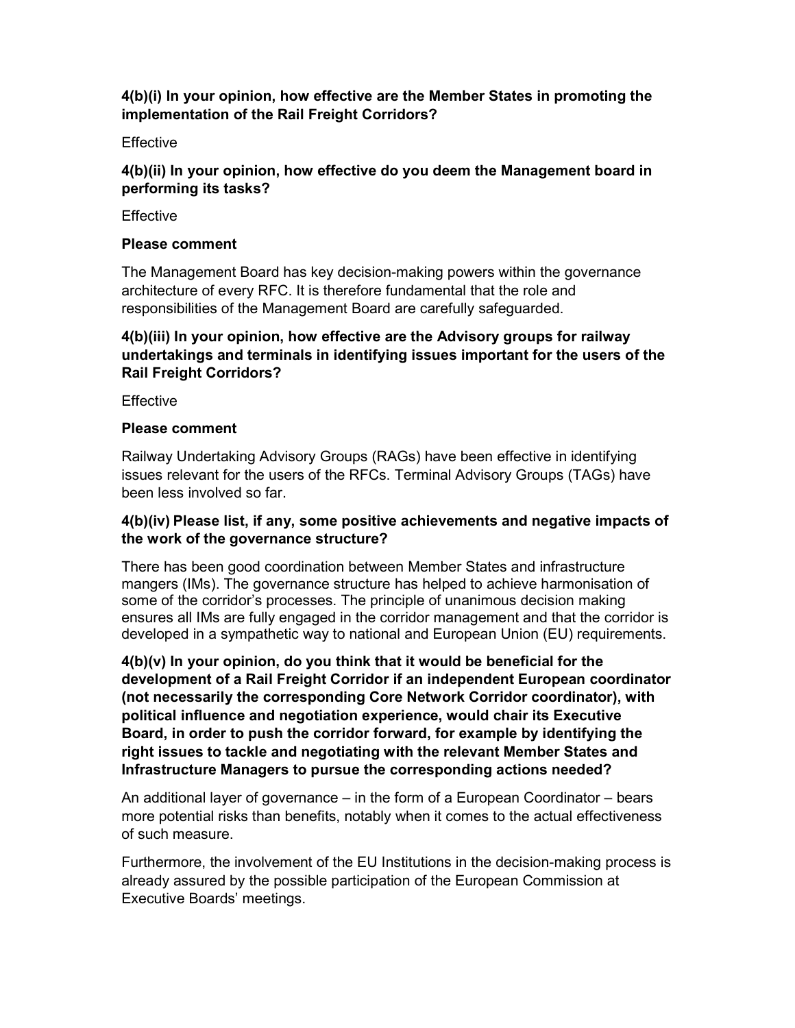**4(b)(i) In your opinion, how effective are the Member States in promoting the implementation of the Rail Freight Corridors?**

Effective

**4(b)(ii) In your opinion, how effective do you deem the Management board in performing its tasks?**

Effective

**Please comment**

The Management Board has key decision-making powers within the governance architecture of every RFC. It is therefore fundamental that the role and responsibilities of the Management Board are carefully safeguarded.

**4(b)(iii) In your opinion, how effective are the Advisory groups for railway undertakings and terminals in identifying issues important for the users of the Rail Freight Corridors?**

Effective

**Please comment**

Railway Undertaking Advisory Groups (RAGs) have been effective in identifying issues relevant for the users of the RFCs. Terminal Advisory Groups (TAGs) have been less involved so far.

**4(b)(iv) Please list, if any, some positive achievements and negative impacts of the work of the governance structure?**

There has been good coordination between Member States and infrastructure mangers (IMs). The governance structure has helped to achieve harmonisation of some of the corridor's processes. The principle of unanimous decision making ensures all IMs are fully engaged in the corridor management and that the corridor is developed in a sympathetic way to national and European Union (EU) requirements.

**4(b)(v) In your opinion, do you think that it would be beneficial for the development of a Rail Freight Corridor if an independent European coordinator (not necessarily the corresponding Core Network Corridor coordinator), with political influence and negotiation experience, would chair its Executive Board, in order to push the corridor forward, for example by identifying the right issues to tackle and negotiating with the relevant Member States and Infrastructure Managers to pursue the corresponding actions needed?**

An additional layer of governance – in the form of a European Coordinator – bears more potential risks than benefits, notably when it comes to the actual effectiveness of such measure.

Furthermore, the involvement of the EU Institutions in the decision-making process is already assured by the possible participation of the European Commission at Executive Boards' meetings.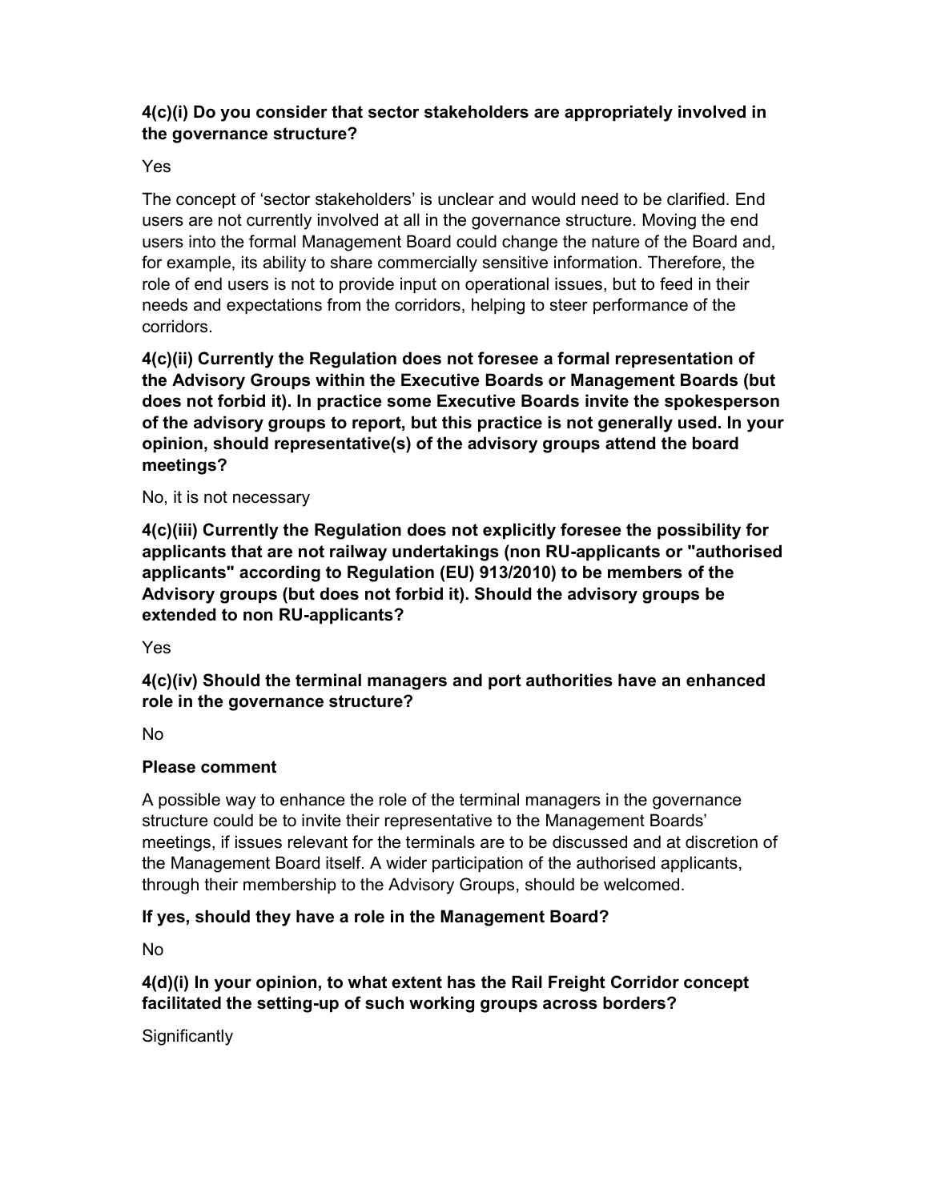**4(c)(i) Do you consider that sector stakeholders are appropriately involved in the governance structure?**

Yes

The concept of 'sector stakeholders' is unclear and would need to be clarified. End users are not currently involved at all in the governance structure. Moving the end users into the formal Management Board could change the nature of the Board and, for example, its ability to share commercially sensitive information. Therefore, the role of end users is not to provide input on operational issues, but to feed in their needs and expectations from the corridors, helping to steer performance of the corridors.

**4(c)(ii) Currently the Regulation does not foresee a formal representation of the Advisory Groups within the Executive Boards or Management Boards (but does not forbid it). In practice some Executive Boards invite the spokesperson of the advisory groups to report, but this practice is not generally used. In your opinion, should representative(s) of the advisory groups attend the board meetings?**

No, it is not necessary

**4(c)(iii) Currently the Regulation does not explicitly foresee the possibility for applicants that are not railway undertakings (non RU-applicants or "authorised applicants" according to Regulation (EU) 913/2010) to be members of the Advisory groups (but does not forbid it). Should the advisory groups be extended to non RU-applicants?**

Yes

**4(c)(iv) Should the terminal managers and port authorities have an enhanced role in the governance structure?**

No

**Please comment**

A possible way to enhance the role of the terminal managers in the governance structure could be to invite their representative to the Management Boards' meetings, if issues relevant for the terminals are to be discussed and at discretion of the Management Board itself. A wider participation of the authorised applicants, through their membership to the Advisory Groups, should be welcomed.

**If yes, should they have a role in the Management Board?**

No

**4(d)(i) In your opinion, to what extent has the Rail Freight Corridor concept facilitated the setting-up of such working groups across borders?**

Significantly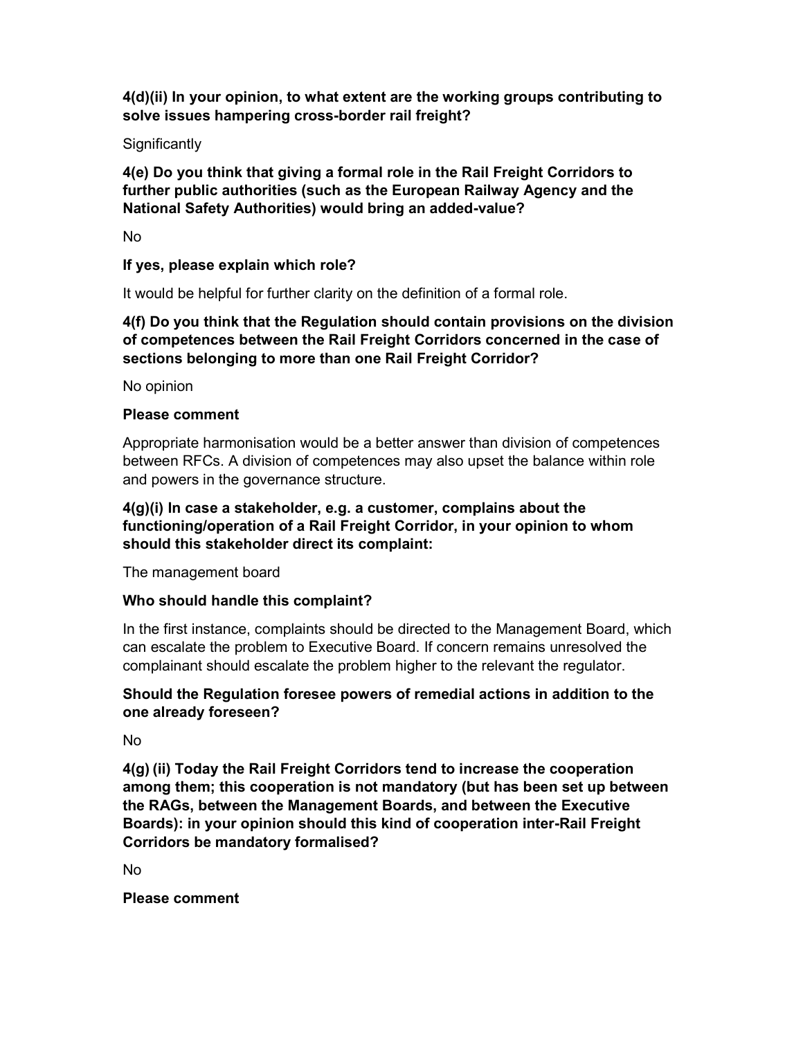**4(d)(ii) In your opinion, to what extent are the working groups contributing to solve issues hampering cross-border rail freight?**

Significantly

**4(e) Do you think that giving a formal role in the Rail Freight Corridors to further public authorities (such as the European Railway Agency and the National Safety Authorities) would bring an added-value?**

No

**If yes, please explain which role?**

It would be helpful for further clarity on the definition of a formal role.

**4(f) Do you think that the Regulation should contain provisions on the division of competences between the Rail Freight Corridors concerned in the case of sections belonging to more than one Rail Freight Corridor?**

No opinion

**Please comment**

Appropriate harmonisation would be a better answer than division of competences between RFCs. A division of competences may also upset the balance within role and powers in the governance structure.

**4(g)(i) In case a stakeholder, e.g. a customer, complains about the functioning/operation of a Rail Freight Corridor, in your opinion to whom should this stakeholder direct its complaint:**

The management board

**Who should handle this complaint?**

In the first instance, complaints should be directed to the Management Board, which can escalate the problem to Executive Board. If concern remains unresolved the complainant should escalate the problem higher to the relevant the regulator.

**Should the Regulation foresee powers of remedial actions in addition to the one already foreseen?**

No

**4(g) (ii) Today the Rail Freight Corridors tend to increase the cooperation among them; this cooperation is not mandatory (but has been set up between the RAGs, between the Management Boards, and between the Executive Boards): in your opinion should this kind of cooperation inter-Rail Freight Corridors be mandatory formalised?**

No

**Please comment**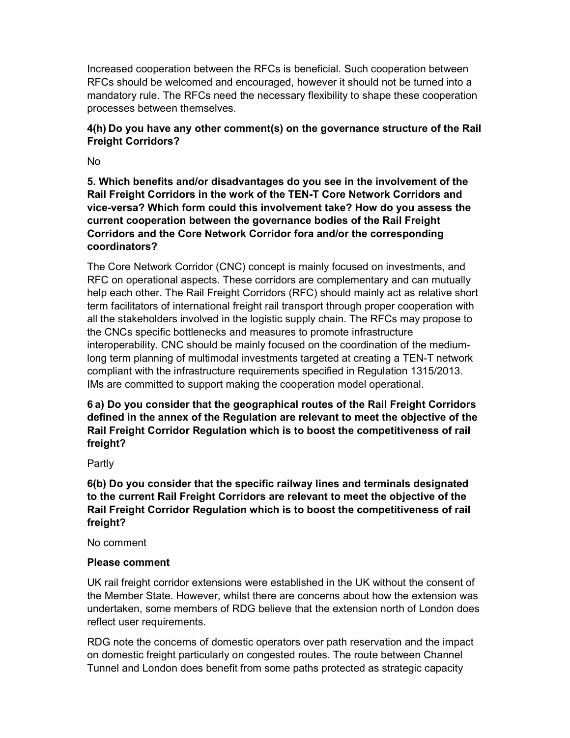Increased cooperation between the RFCs is beneficial. Such cooperation between RFCs should be welcomed and encouraged, however it should not be turned into a mandatory rule. The RFCs need the necessary flexibility to shape these cooperation processes between themselves.

**4(h) Do you have any other comment(s) on the governance structure of the Rail Freight Corridors?**

No

**5. Which benefits and/or disadvantages do you see in the involvement of the Rail Freight Corridors in the work of the TEN-T Core Network Corridors and vice-versa? Which form could this involvement take? How do you assess the current cooperation between the governance bodies of the Rail Freight Corridors and the Core Network Corridor fora and/or the corresponding coordinators?**

The Core Network Corridor (CNC) concept is mainly focused on investments, and RFC on operational aspects. These corridors are complementary and can mutually help each other. The Rail Freight Corridors (RFC) should mainly act as relative short term facilitators of international freight rail transport through proper cooperation with all the stakeholders involved in the logistic supply chain. The RFCs may propose to the CNCs specific bottlenecks and measures to promote infrastructure interoperability. CNC should be mainly focused on the coordination of the medium-long term planning of multimodal investments targeted at creating a TEN-T network compliant with the infrastructure requirements specified in Regulation 1315/2013. IMs are committed to support making the cooperation model operational.

**6 a) Do you consider that the geographical routes of the Rail Freight Corridors defined in the annex of the Regulation are relevant to meet the objective of the Rail Freight Corridor Regulation which is to boost the competitiveness of rail freight?**

Partly

**6(b) Do you consider that the specific railway lines and terminals designated to the current Rail Freight Corridors are relevant to meet the objective of the Rail Freight Corridor Regulation which is to boost the competitiveness of rail freight?**

No comment

**Please comment**

UK rail freight corridor extensions were established in the UK without the consent of the Member State. However, whilst there are concerns about how the extension was undertaken, some members of RDG believe that the extension north of London does reflect user requirements.

RDG note the concerns of domestic operators over path reservation and the impact on domestic freight particularly on congested routes. The route between Channel Tunnel and London does benefit from some paths protected as strategic capacity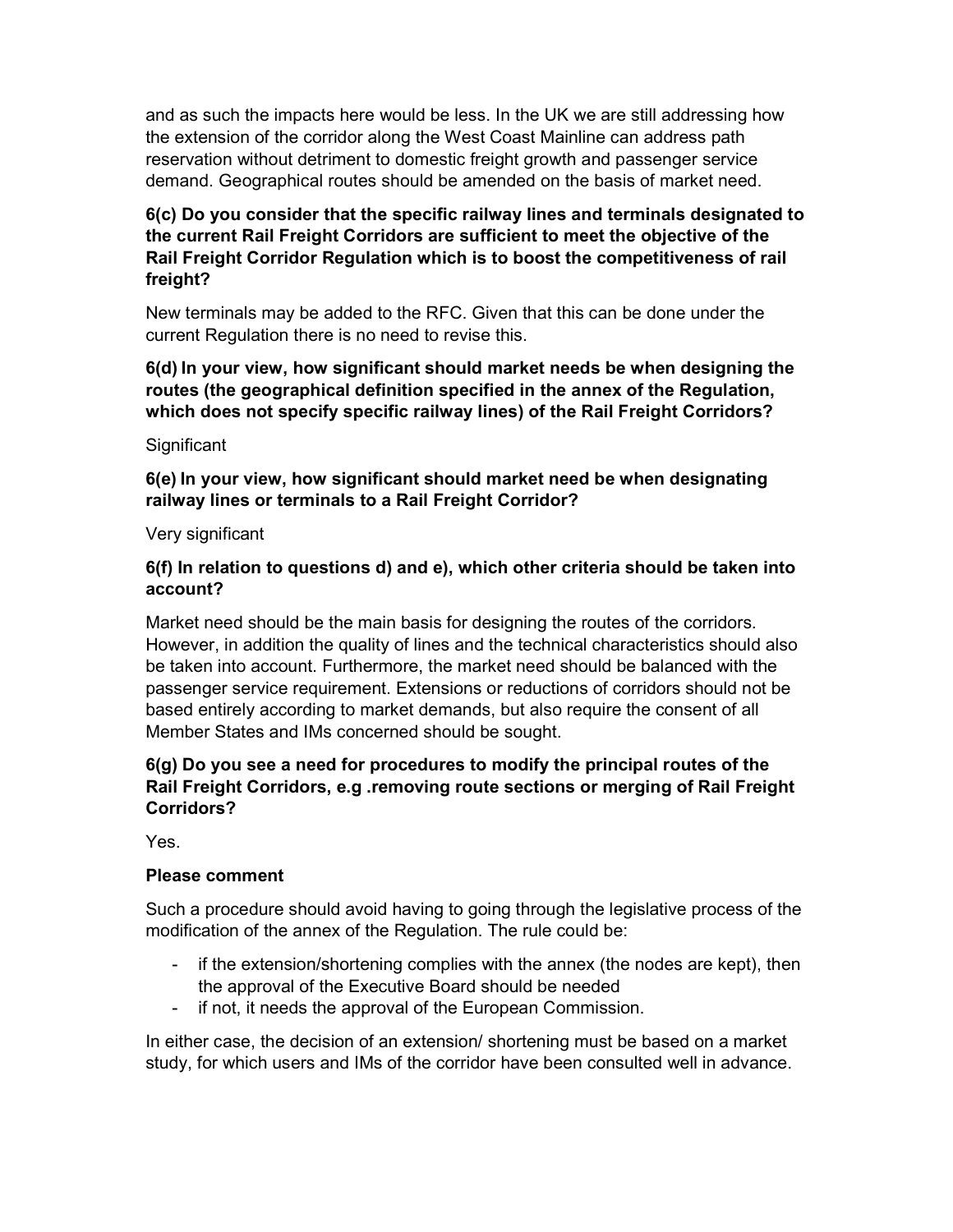and as such the impacts here would be less. In the UK we are still addressing how the extension of the corridor along the West Coast Mainline can address path reservation without detriment to domestic freight growth and passenger service demand. Geographical routes should be amended on the basis of market need.

**6(c) Do you consider that the specific railway lines and terminals designated to the current Rail Freight Corridors are sufficient to meet the objective of the Rail Freight Corridor Regulation which is to boost the competitiveness of rail freight?**

New terminals may be added to the RFC. Given that this can be done under the current Regulation there is no need to revise this.

**6(d) In your view, how significant should market needs be when designing the routes (the geographical definition specified in the annex of the Regulation, which does not specify specific railway lines) of the Rail Freight Corridors?**

Significant

**6(e) In your view, how significant should market need be when designating railway lines or terminals to a Rail Freight Corridor?**

Very significant

**6(f) In relation to questions d) and e), which other criteria should be taken into account?**

Market need should be the main basis for designing the routes of the corridors. However, in addition the quality of lines and the technical characteristics should also be taken into account. Furthermore, the market need should be balanced with the passenger service requirement. Extensions or reductions of corridors should not be based entirely according to market demands, but also require the consent of all Member States and IMs concerned should be sought.

**6(g) Do you see a need for procedures to modify the principal routes of the Rail Freight Corridors, e.g .removing route sections or merging of Rail Freight Corridors?**

Yes.

**Please comment**

Such a procedure should avoid having to going through the legislative process of the modification of the annex of the Regulation. The rule could be:

- if the extension/shortening complies with the annex (the nodes are kept), then the approval of the Executive Board should be needed
- if not, it needs the approval of the European Commission.

In either case, the decision of an extension/ shortening must be based on a market study, for which users and IMs of the corridor have been consulted well in advance.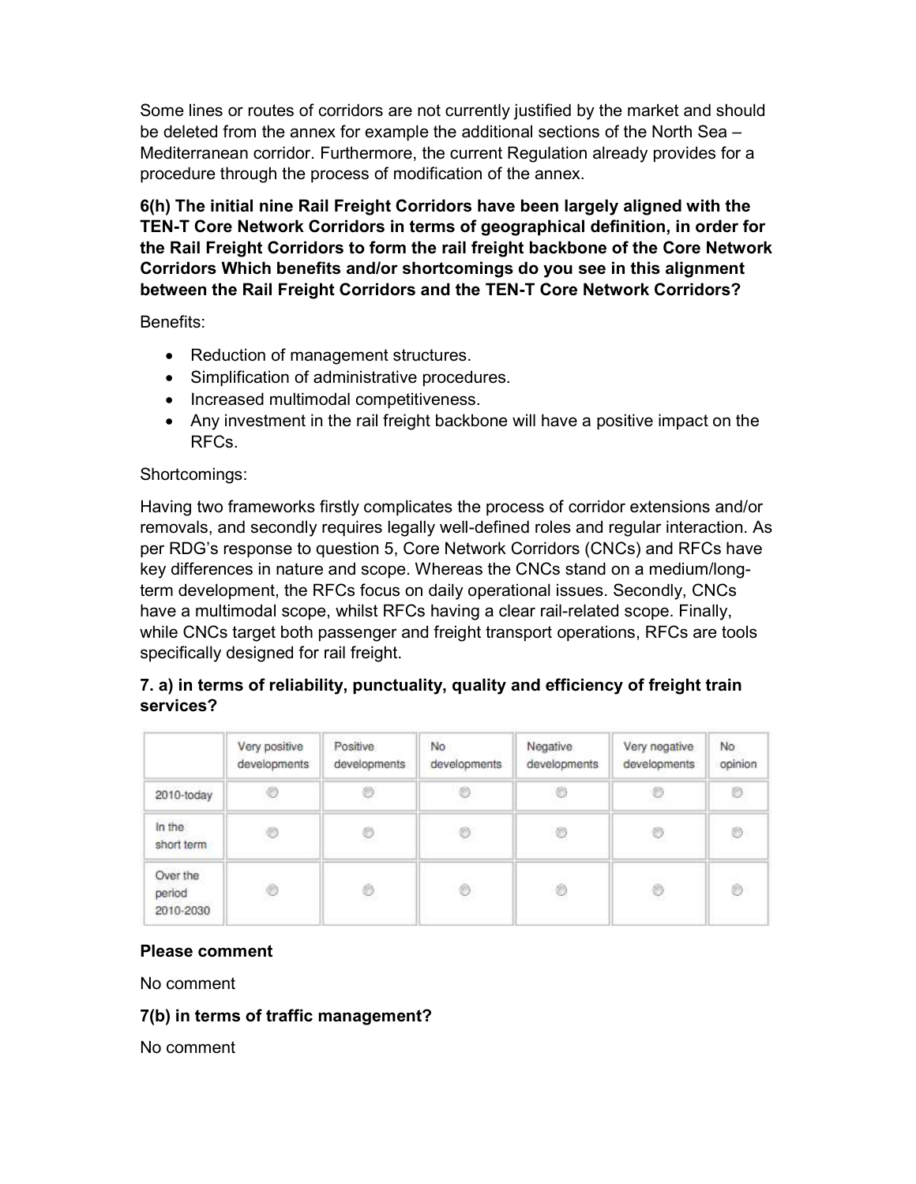Some lines or routes of corridors are not currently justified by the market and should be deleted from the annex for example the additional sections of the North Sea – Mediterranean corridor. Furthermore, the current Regulation already provides for a procedure through the process of modification of the annex.

**6(h) The initial nine Rail Freight Corridors have been largely aligned with the TEN-T Core Network Corridors in terms of geographical definition, in order for the Rail Freight Corridors to form the rail freight backbone of the Core Network Corridors Which benefits and/or shortcomings do you see in this alignment between the Rail Freight Corridors and the TEN-T Core Network Corridors?**

Benefits:

- Reduction of management structures.
- Simplification of administrative procedures.
- Increased multimodal competitiveness.
- Any investment in the rail freight backbone will have a positive impact on the RFCs.

Shortcomings:

Having two frameworks firstly complicates the process of corridor extensions and/or removals, and secondly requires legally well-defined roles and regular interaction. As per RDG's response to question 5, Core Network Corridors (CNCs) and RFCs have key differences in nature and scope. Whereas the CNCs stand on a medium/long-term development, the RFCs focus on daily operational issues. Secondly, CNCs have a multimodal scope, whilst RFCs having a clear rail-related scope. Finally, while CNCs target both passenger and freight transport operations, RFCs are tools specifically designed for rail freight.

**7. a) in terms of reliability, punctuality, quality and efficiency of freight train services?**

| | Very positive developments | Positive developments | No developments | Negative developments | Very negative developments | No opinion |
|---|---|---|---|---|---|---|
| 2010-today | ○ | ○ | ○ | ○ | ○ | ○ |
| In the short term | ○ | ○ | ○ | ○ | ○ | ○ |
| Over the period 2010-2030 | ○ | ○ | ○ | ○ | ○ | ○ |

**Please comment**

No comment

**7(b) in terms of traffic management?**

No comment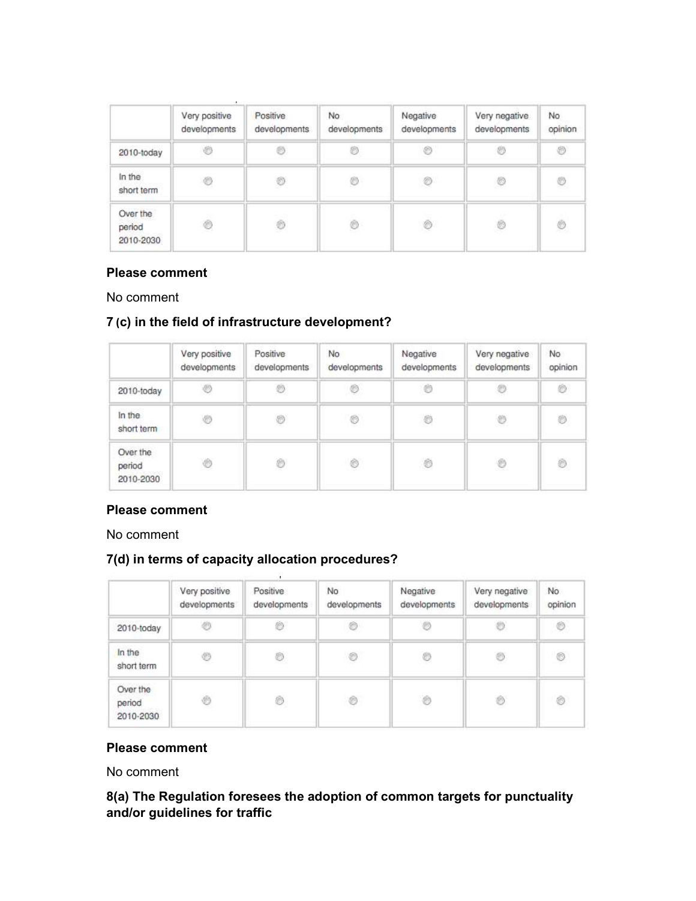| | Very positive developments | Positive developments | No developments | Negative developments | Very negative developments | No opinion |
|---|---|---|---|---|---|---|
| 2010-today | | | | | | |
| In the short term | | | | | | |
| Over the period 2010-2030 | | | | | | |

**Please comment**

No comment

### 7 (c) in the field of infrastructure development?

| | Very positive developments | Positive developments | No developments | Negative developments | Very negative developments | No opinion |
|---|---|---|---|---|---|---|
| 2010-today | | | | | | |
| In the short term | | | | | | |
| Over the period 2010-2030 | | | | | | |

**Please comment**

No comment

### 7(d) in terms of capacity allocation procedures?

| | Very positive developments | Positive developments | No developments | Negative developments | Very negative developments | No opinion |
|---|---|---|---|---|---|---|
| 2010-today | | | | | | |
| In the short term | | | | | | |
| Over the period 2010-2030 | | | | | | |

**Please comment**

No comment

### 8(a) The Regulation foresees the adoption of common targets for punctuality and/or guidelines for traffic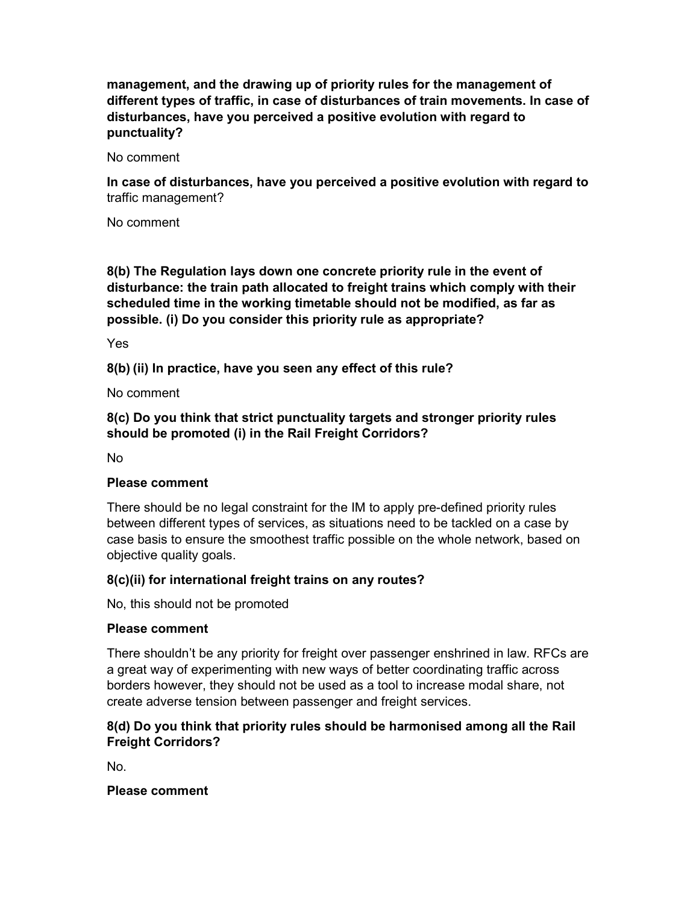**management, and the drawing up of priority rules for the management of different types of traffic, in case of disturbances of train movements. In case of disturbances, have you perceived a positive evolution with regard to punctuality?**

No comment

**In case of disturbances, have you perceived a positive evolution with regard to** traffic management?

No comment

**8(b) The Regulation lays down one concrete priority rule in the event of disturbance: the train path allocated to freight trains which comply with their scheduled time in the working timetable should not be modified, as far as possible. (i) Do you consider this priority rule as appropriate?**

Yes

**8(b) (ii) In practice, have you seen any effect of this rule?**

No comment

**8(c) Do you think that strict punctuality targets and stronger priority rules should be promoted (i) in the Rail Freight Corridors?**

No

**Please comment**

There should be no legal constraint for the IM to apply pre-defined priority rules between different types of services, as situations need to be tackled on a case by case basis to ensure the smoothest traffic possible on the whole network, based on objective quality goals.

**8(c)(ii) for international freight trains on any routes?**

No, this should not be promoted

**Please comment**

There shouldn't be any priority for freight over passenger enshrined in law. RFCs are a great way of experimenting with new ways of better coordinating traffic across borders however, they should not be used as a tool to increase modal share, not create adverse tension between passenger and freight services.

**8(d) Do you think that priority rules should be harmonised among all the Rail Freight Corridors?**

No.

**Please comment**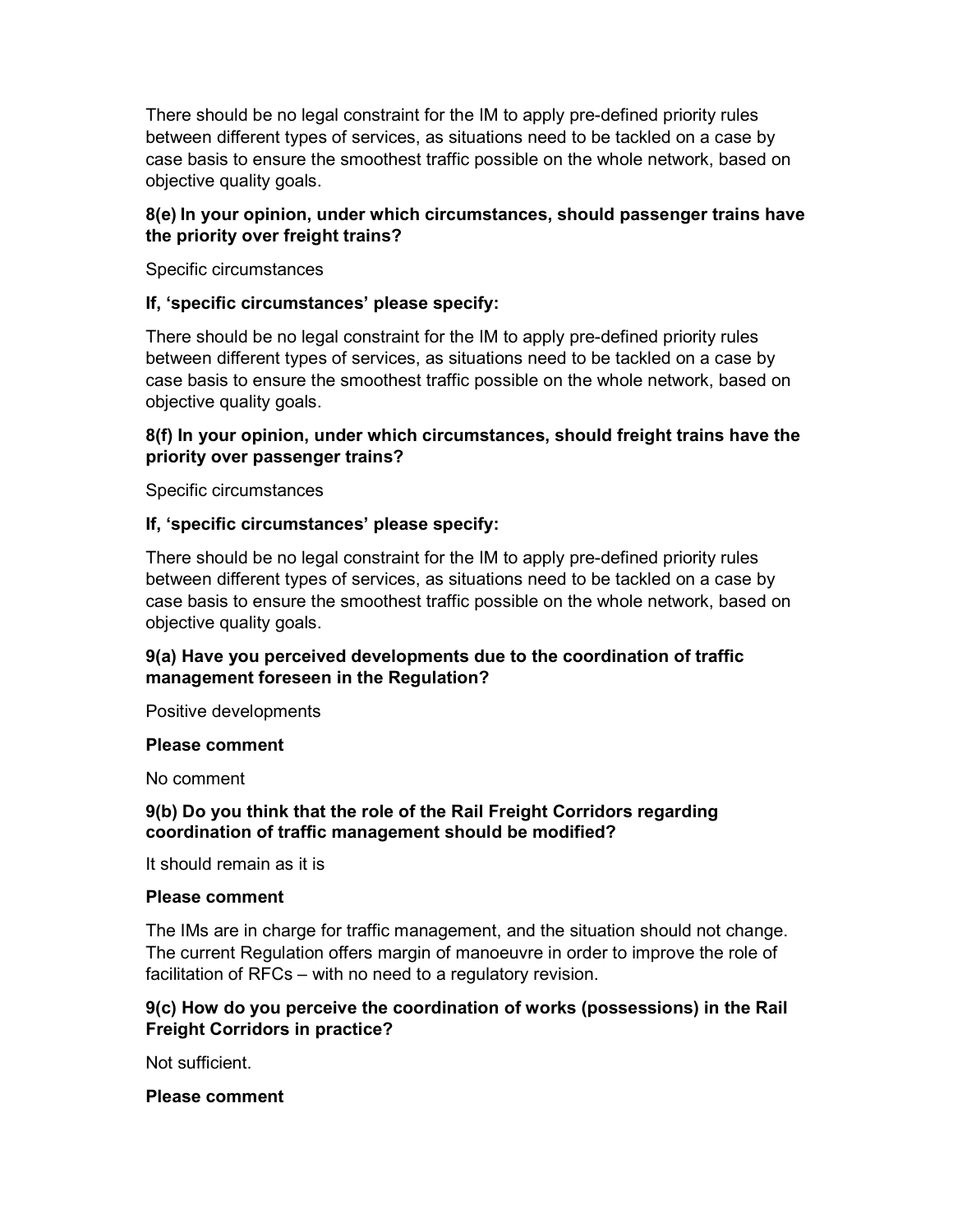There should be no legal constraint for the IM to apply pre-defined priority rules between different types of services, as situations need to be tackled on a case by case basis to ensure the smoothest traffic possible on the whole network, based on objective quality goals.

**8(e) In your opinion, under which circumstances, should passenger trains have the priority over freight trains?**

Specific circumstances

**If, 'specific circumstances' please specify:**

There should be no legal constraint for the IM to apply pre-defined priority rules between different types of services, as situations need to be tackled on a case by case basis to ensure the smoothest traffic possible on the whole network, based on objective quality goals.

**8(f) In your opinion, under which circumstances, should freight trains have the priority over passenger trains?**

Specific circumstances

**If, 'specific circumstances' please specify:**

There should be no legal constraint for the IM to apply pre-defined priority rules between different types of services, as situations need to be tackled on a case by case basis to ensure the smoothest traffic possible on the whole network, based on objective quality goals.

**9(a) Have you perceived developments due to the coordination of traffic management foreseen in the Regulation?**

Positive developments

**Please comment**

No comment

**9(b) Do you think that the role of the Rail Freight Corridors regarding coordination of traffic management should be modified?**

It should remain as it is

**Please comment**

The IMs are in charge for traffic management, and the situation should not change. The current Regulation offers margin of manoeuvre in order to improve the role of facilitation of RFCs – with no need to a regulatory revision.

**9(c) How do you perceive the coordination of works (possessions) in the Rail Freight Corridors in practice?**

Not sufficient.

**Please comment**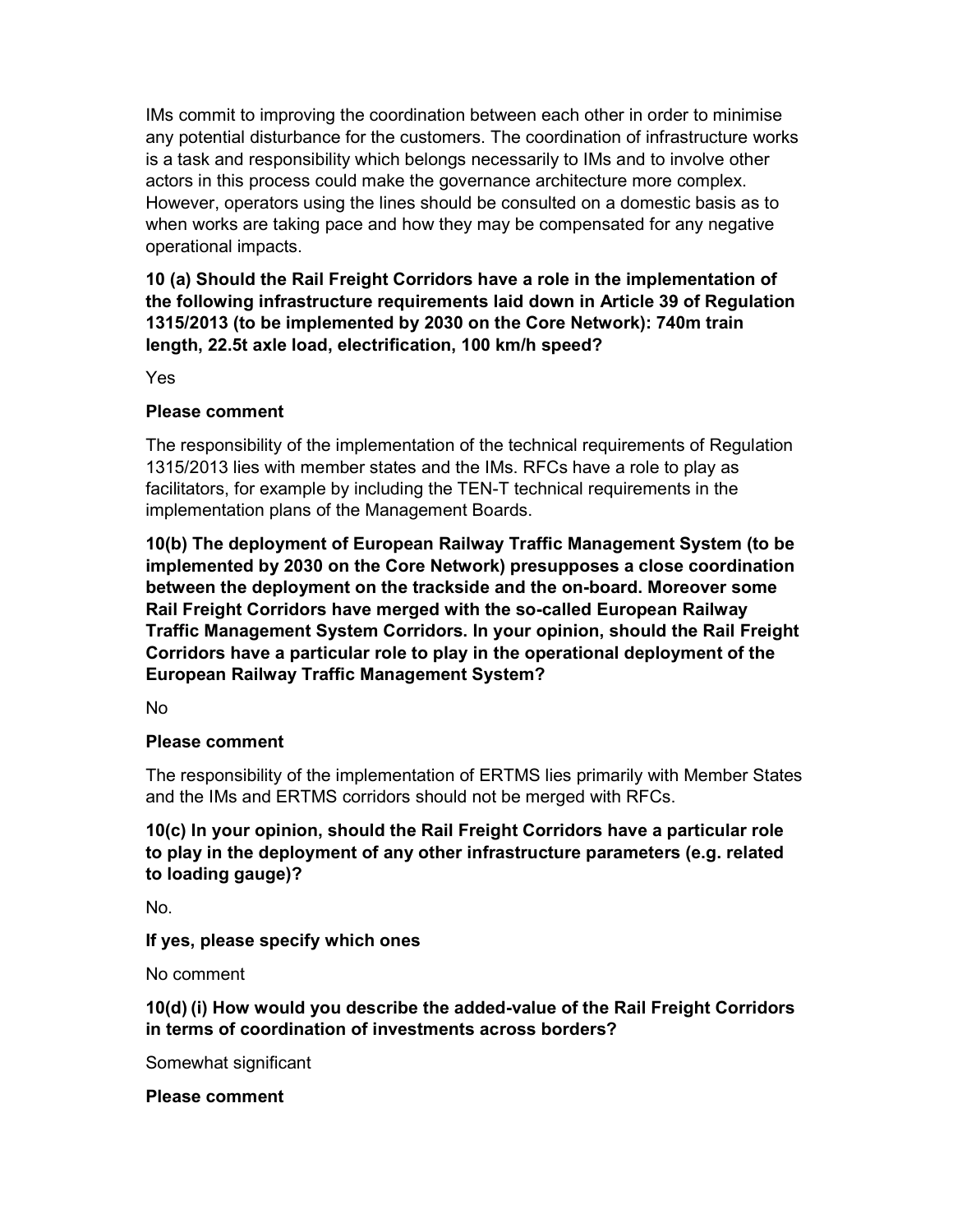IMs commit to improving the coordination between each other in order to minimise any potential disturbance for the customers. The coordination of infrastructure works is a task and responsibility which belongs necessarily to IMs and to involve other actors in this process could make the governance architecture more complex. However, operators using the lines should be consulted on a domestic basis as to when works are taking pace and how they may be compensated for any negative operational impacts.

**10 (a) Should the Rail Freight Corridors have a role in the implementation of the following infrastructure requirements laid down in Article 39 of Regulation 1315/2013 (to be implemented by 2030 on the Core Network): 740m train length, 22.5t axle load, electrification, 100 km/h speed?**

Yes

**Please comment**

The responsibility of the implementation of the technical requirements of Regulation 1315/2013 lies with member states and the IMs. RFCs have a role to play as facilitators, for example by including the TEN-T technical requirements in the implementation plans of the Management Boards.

**10(b) The deployment of European Railway Traffic Management System (to be implemented by 2030 on the Core Network) presupposes a close coordination between the deployment on the trackside and the on-board. Moreover some Rail Freight Corridors have merged with the so-called European Railway Traffic Management System Corridors. In your opinion, should the Rail Freight Corridors have a particular role to play in the operational deployment of the European Railway Traffic Management System?**

No

**Please comment**

The responsibility of the implementation of ERTMS lies primarily with Member States and the IMs and ERTMS corridors should not be merged with RFCs.

**10(c) In your opinion, should the Rail Freight Corridors have a particular role to play in the deployment of any other infrastructure parameters (e.g. related to loading gauge)?**

No.

**If yes, please specify which ones**

No comment

**10(d) (i) How would you describe the added-value of the Rail Freight Corridors in terms of coordination of investments across borders?**

Somewhat significant

**Please comment**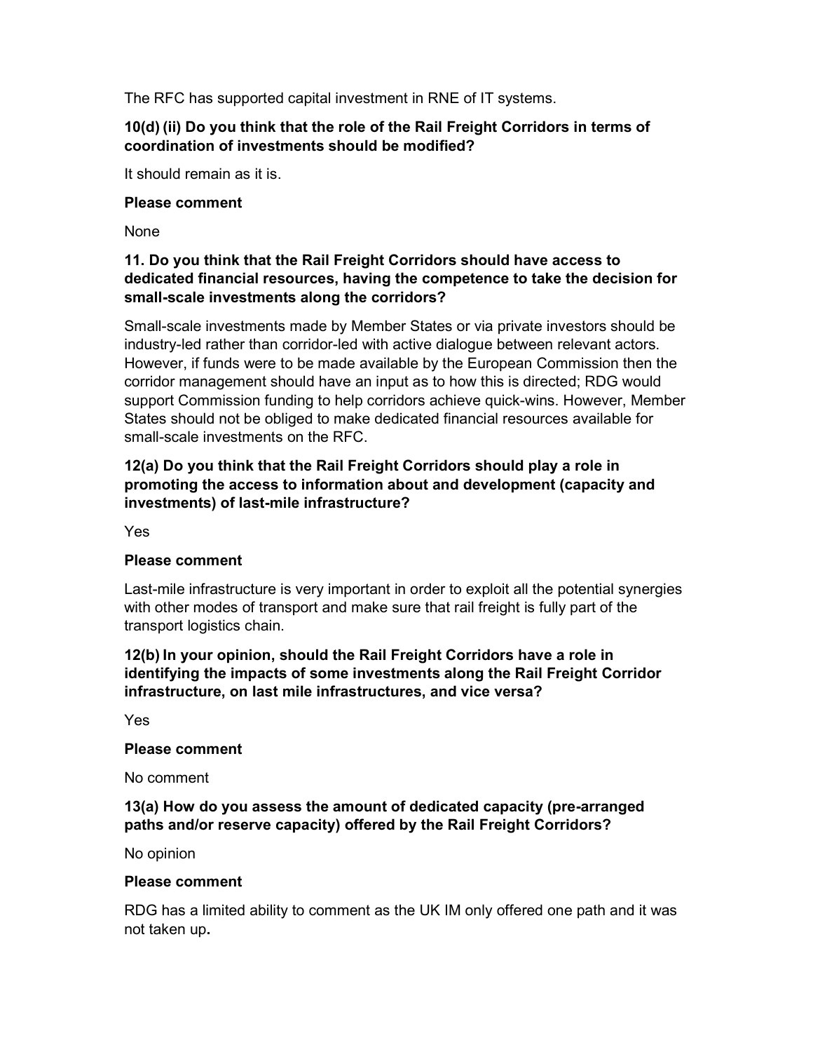The RFC has supported capital investment in RNE of IT systems.

**10(d) (ii) Do you think that the role of the Rail Freight Corridors in terms of coordination of investments should be modified?**

It should remain as it is.

**Please comment**

None

**11. Do you think that the Rail Freight Corridors should have access to dedicated financial resources, having the competence to take the decision for small-scale investments along the corridors?**

Small-scale investments made by Member States or via private investors should be industry-led rather than corridor-led with active dialogue between relevant actors. However, if funds were to be made available by the European Commission then the corridor management should have an input as to how this is directed; RDG would support Commission funding to help corridors achieve quick-wins. However, Member States should not be obliged to make dedicated financial resources available for small-scale investments on the RFC.

**12(a) Do you think that the Rail Freight Corridors should play a role in promoting the access to information about and development (capacity and investments) of last-mile infrastructure?**

Yes

**Please comment**

Last-mile infrastructure is very important in order to exploit all the potential synergies with other modes of transport and make sure that rail freight is fully part of the transport logistics chain.

**12(b) In your opinion, should the Rail Freight Corridors have a role in identifying the impacts of some investments along the Rail Freight Corridor infrastructure, on last mile infrastructures, and vice versa?**

Yes

**Please comment**

No comment

**13(a) How do you assess the amount of dedicated capacity (pre-arranged paths and/or reserve capacity) offered by the Rail Freight Corridors?**

No opinion

**Please comment**

RDG has a limited ability to comment as the UK IM only offered one path and it was not taken up.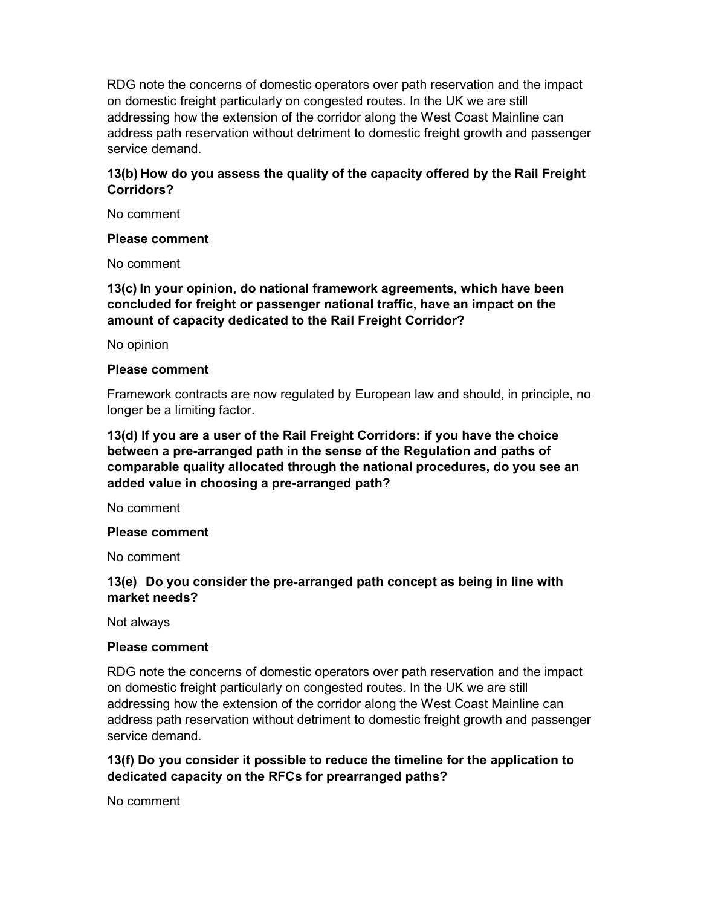RDG note the concerns of domestic operators over path reservation and the impact on domestic freight particularly on congested routes. In the UK we are still addressing how the extension of the corridor along the West Coast Mainline can address path reservation without detriment to domestic freight growth and passenger service demand.

**13(b) How do you assess the quality of the capacity offered by the Rail Freight Corridors?**

No comment

**Please comment**

No comment

**13(c) In your opinion, do national framework agreements, which have been concluded for freight or passenger national traffic, have an impact on the amount of capacity dedicated to the Rail Freight Corridor?**

No opinion

**Please comment**

Framework contracts are now regulated by European law and should, in principle, no longer be a limiting factor.

**13(d) If you are a user of the Rail Freight Corridors: if you have the choice between a pre-arranged path in the sense of the Regulation and paths of comparable quality allocated through the national procedures, do you see an added value in choosing a pre-arranged path?**

No comment

**Please comment**

No comment

**13(e) Do you consider the pre-arranged path concept as being in line with market needs?**

Not always

**Please comment**

RDG note the concerns of domestic operators over path reservation and the impact on domestic freight particularly on congested routes. In the UK we are still addressing how the extension of the corridor along the West Coast Mainline can address path reservation without detriment to domestic freight growth and passenger service demand.

**13(f) Do you consider it possible to reduce the timeline for the application to dedicated capacity on the RFCs for prearranged paths?**

No comment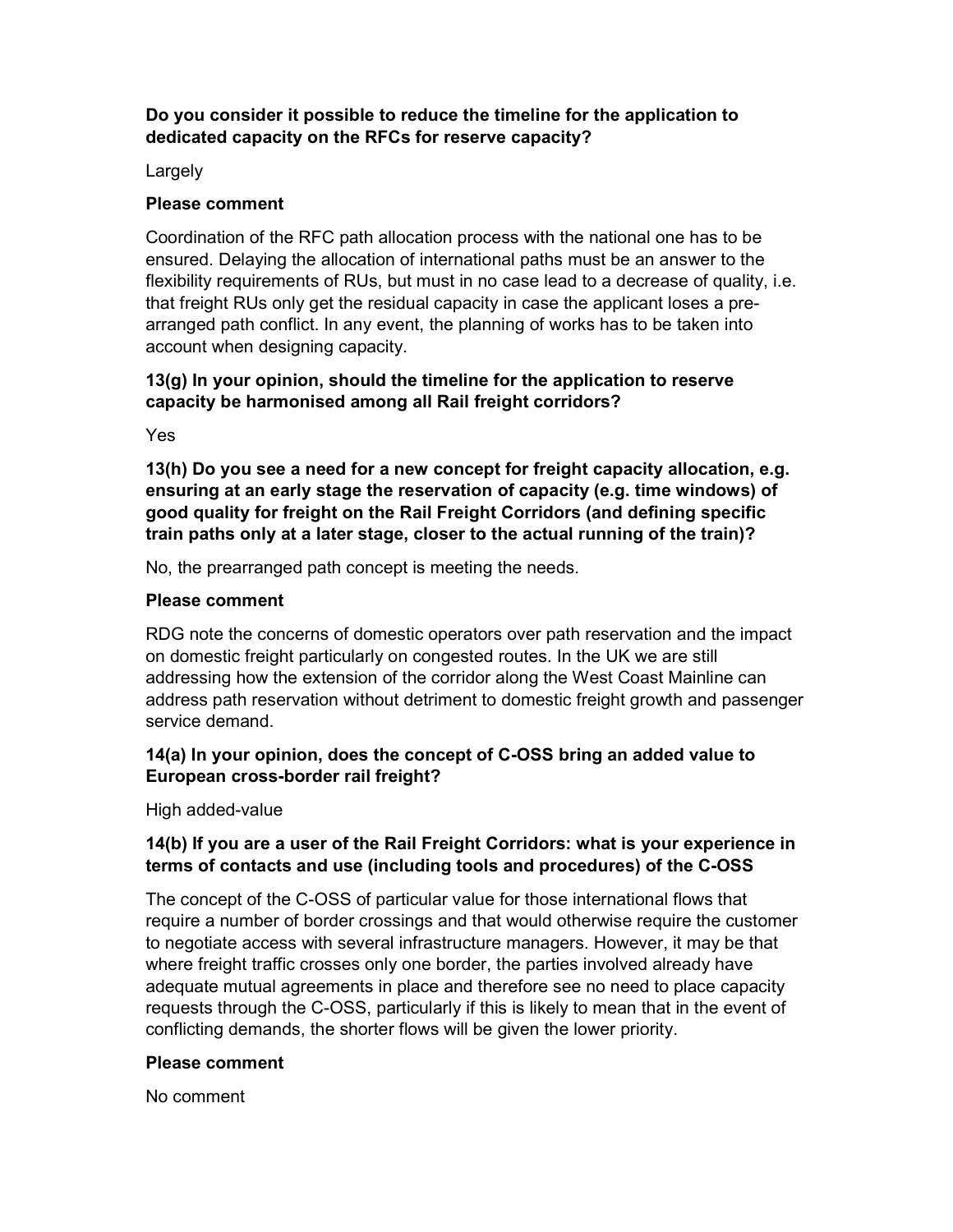**Do you consider it possible to reduce the timeline for the application to dedicated capacity on the RFCs for reserve capacity?**

Largely

**Please comment**

Coordination of the RFC path allocation process with the national one has to be ensured. Delaying the allocation of international paths must be an answer to the flexibility requirements of RUs, but must in no case lead to a decrease of quality, i.e. that freight RUs only get the residual capacity in case the applicant loses a pre-arranged path conflict. In any event, the planning of works has to be taken into account when designing capacity.

**13(g) In your opinion, should the timeline for the application to reserve capacity be harmonised among all Rail freight corridors?**

Yes

**13(h) Do you see a need for a new concept for freight capacity allocation, e.g. ensuring at an early stage the reservation of capacity (e.g. time windows) of good quality for freight on the Rail Freight Corridors (and defining specific train paths only at a later stage, closer to the actual running of the train)?**

No, the prearranged path concept is meeting the needs.

**Please comment**

RDG note the concerns of domestic operators over path reservation and the impact on domestic freight particularly on congested routes. In the UK we are still addressing how the extension of the corridor along the West Coast Mainline can address path reservation without detriment to domestic freight growth and passenger service demand.

**14(a) In your opinion, does the concept of C-OSS bring an added value to European cross-border rail freight?**

High added-value

**14(b) If you are a user of the Rail Freight Corridors: what is your experience in terms of contacts and use (including tools and procedures) of the C-OSS**

The concept of the C-OSS of particular value for those international flows that require a number of border crossings and that would otherwise require the customer to negotiate access with several infrastructure managers. However, it may be that where freight traffic crosses only one border, the parties involved already have adequate mutual agreements in place and therefore see no need to place capacity requests through the C-OSS, particularly if this is likely to mean that in the event of conflicting demands, the shorter flows will be given the lower priority.

**Please comment**

No comment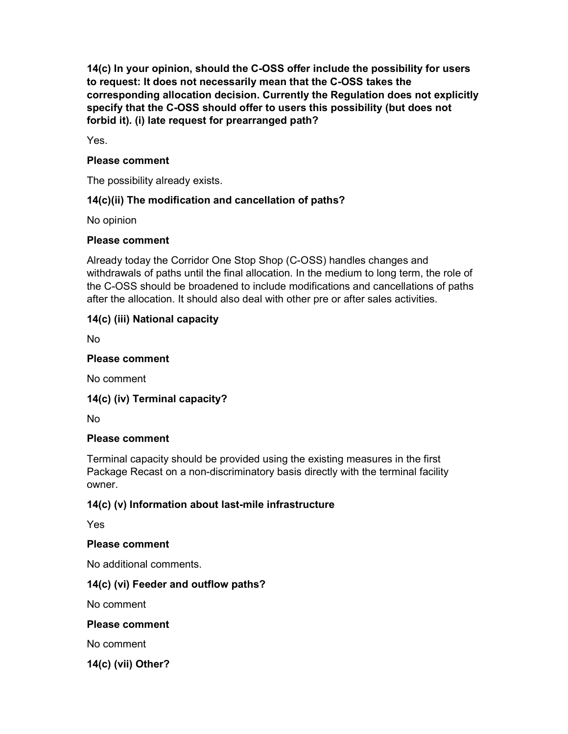**14(c) In your opinion, should the C-OSS offer include the possibility for users to request: It does not necessarily mean that the C-OSS takes the corresponding allocation decision. Currently the Regulation does not explicitly specify that the C-OSS should offer to users this possibility (but does not forbid it). (i) late request for prearranged path?**

Yes.

**Please comment**

The possibility already exists.

**14(c)(ii) The modification and cancellation of paths?**

No opinion

**Please comment**

Already today the Corridor One Stop Shop (C-OSS) handles changes and withdrawals of paths until the final allocation. In the medium to long term, the role of the C-OSS should be broadened to include modifications and cancellations of paths after the allocation. It should also deal with other pre or after sales activities.

**14(c) (iii) National capacity**

No

**Please comment**

No comment

**14(c) (iv) Terminal capacity?**

No

**Please comment**

Terminal capacity should be provided using the existing measures in the first Package Recast on a non-discriminatory basis directly with the terminal facility owner.

**14(c) (v) Information about last-mile infrastructure**

Yes

**Please comment**

No additional comments.

**14(c) (vi) Feeder and outflow paths?**

No comment

**Please comment**

No comment

**14(c) (vii) Other?**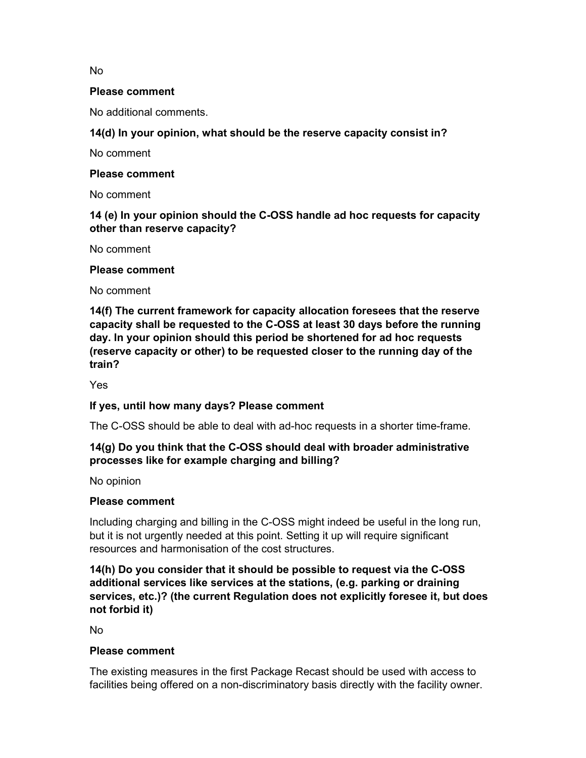No

**Please comment**

No additional comments.

**14(d) In your opinion, what should be the reserve capacity consist in?**

No comment

**Please comment**

No comment

**14 (e) In your opinion should the C-OSS handle ad hoc requests for capacity other than reserve capacity?**

No comment

**Please comment**

No comment

**14(f) The current framework for capacity allocation foresees that the reserve capacity shall be requested to the C-OSS at least 30 days before the running day. In your opinion should this period be shortened for ad hoc requests (reserve capacity or other) to be requested closer to the running day of the train?**

Yes

**If yes, until how many days? Please comment**

The C-OSS should be able to deal with ad-hoc requests in a shorter time-frame.

**14(g) Do you think that the C-OSS should deal with broader administrative processes like for example charging and billing?**

No opinion

**Please comment**

Including charging and billing in the C-OSS might indeed be useful in the long run, but it is not urgently needed at this point. Setting it up will require significant resources and harmonisation of the cost structures.

**14(h) Do you consider that it should be possible to request via the C-OSS additional services like services at the stations, (e.g. parking or draining services, etc.)? (the current Regulation does not explicitly foresee it, but does not forbid it)**

No

**Please comment**

The existing measures in the first Package Recast should be used with access to facilities being offered on a non-discriminatory basis directly with the facility owner.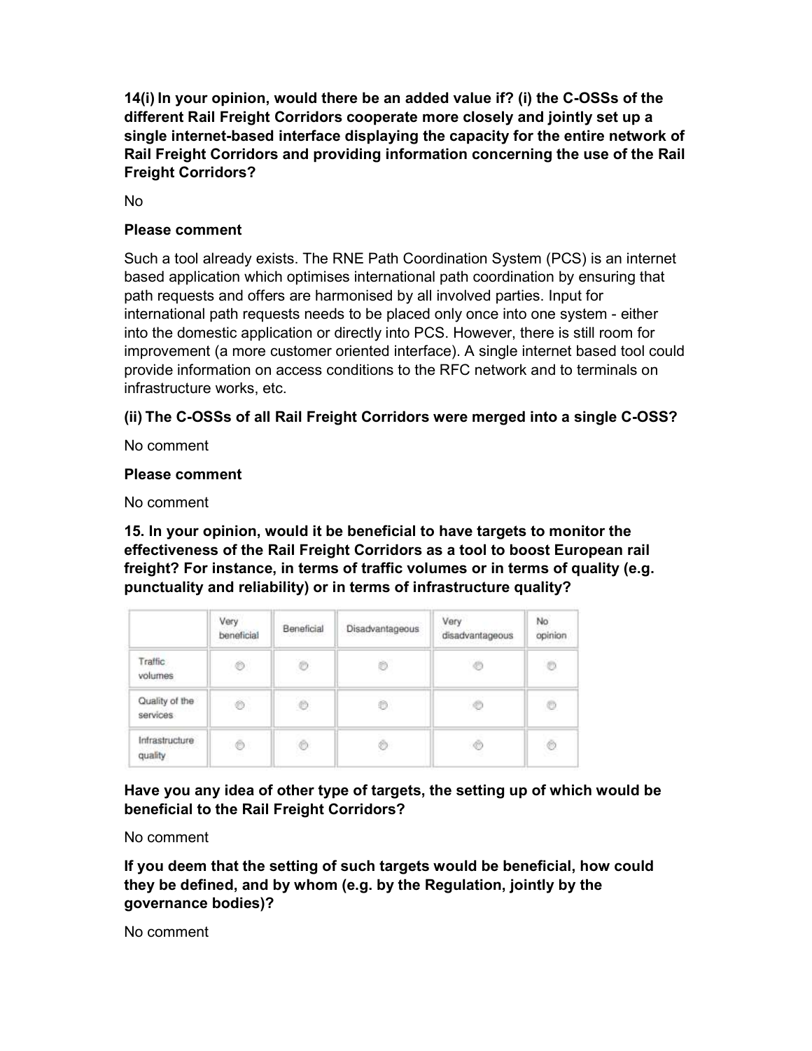**14(i) In your opinion, would there be an added value if? (i) the C-OSSs of the different Rail Freight Corridors cooperate more closely and jointly set up a single internet-based interface displaying the capacity for the entire network of Rail Freight Corridors and providing information concerning the use of the Rail Freight Corridors?**

No

**Please comment**

Such a tool already exists. The RNE Path Coordination System (PCS) is an internet based application which optimises international path coordination by ensuring that path requests and offers are harmonised by all involved parties. Input for international path requests needs to be placed only once into one system - either into the domestic application or directly into PCS. However, there is still room for improvement (a more customer oriented interface). A single internet based tool could provide information on access conditions to the RFC network and to terminals on infrastructure works, etc.

**(ii) The C-OSSs of all Rail Freight Corridors were merged into a single C-OSS?**

No comment

**Please comment**

No comment

**15. In your opinion, would it be beneficial to have targets to monitor the effectiveness of the Rail Freight Corridors as a tool to boost European rail freight? For instance, in terms of traffic volumes or in terms of quality (e.g. punctuality and reliability) or in terms of infrastructure quality?**

| | Very beneficial | Beneficial | Disadvantageous | Very disadvantageous | No opinion |
|---|---|---|---|---|---|
| Traffic volumes | ○ | ○ | ○ | ○ | ○ |
| Quality of the services | ○ | ○ | ○ | ○ | ○ |
| Infrastructure quality | ○ | ○ | ○ | ○ | ○ |

**Have you any idea of other type of targets, the setting up of which would be beneficial to the Rail Freight Corridors?**

No comment

**If you deem that the setting of such targets would be beneficial, how could they be defined, and by whom (e.g. by the Regulation, jointly by the governance bodies)?**

No comment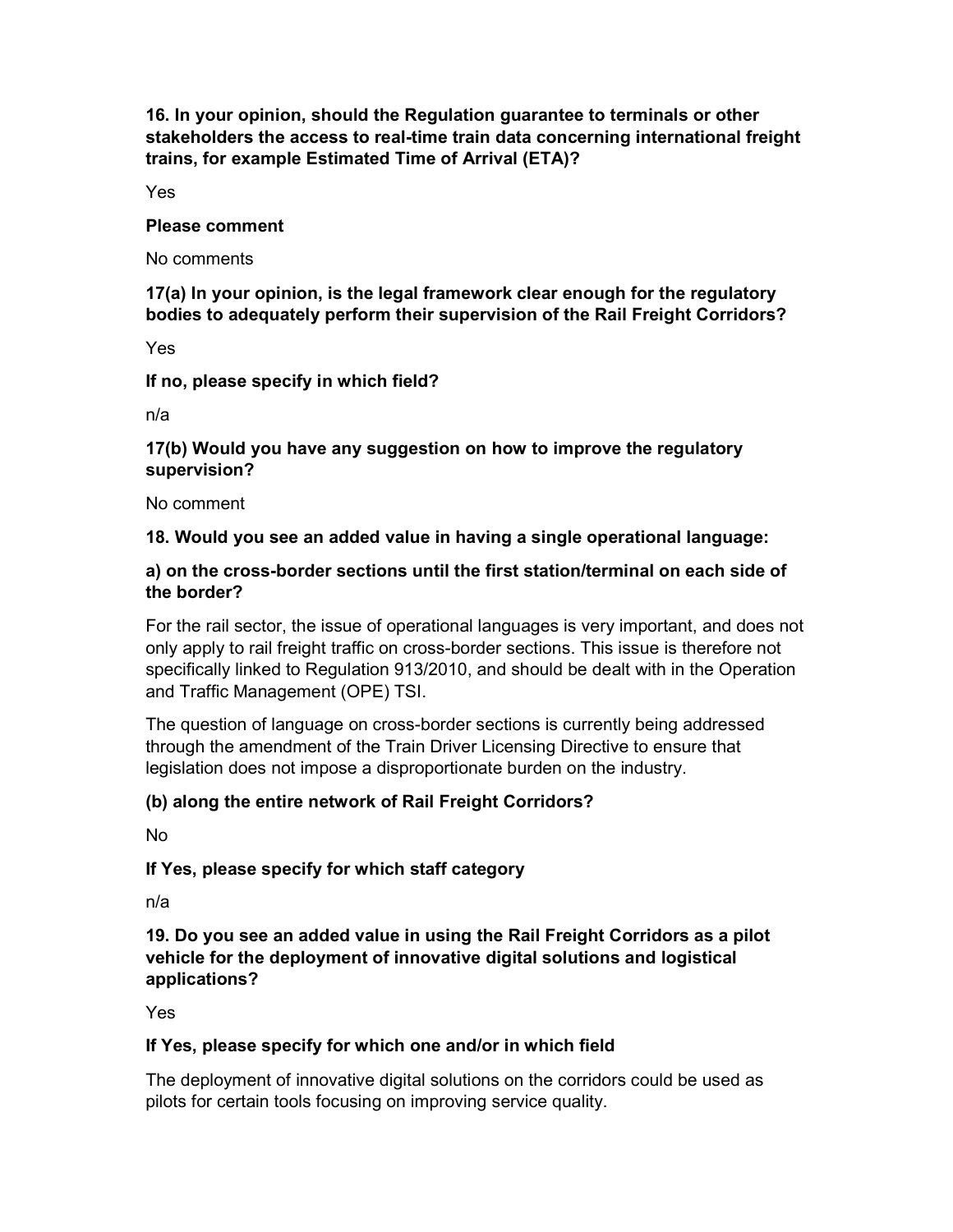**16. In your opinion, should the Regulation guarantee to terminals or other stakeholders the access to real-time train data concerning international freight trains, for example Estimated Time of Arrival (ETA)?**

Yes

**Please comment**

No comments

**17(a) In your opinion, is the legal framework clear enough for the regulatory bodies to adequately perform their supervision of the Rail Freight Corridors?**

Yes

**If no, please specify in which field?**

n/a

**17(b) Would you have any suggestion on how to improve the regulatory supervision?**

No comment

**18. Would you see an added value in having a single operational language:**

**a) on the cross-border sections until the first station/terminal on each side of the border?**

For the rail sector, the issue of operational languages is very important, and does not only apply to rail freight traffic on cross-border sections. This issue is therefore not specifically linked to Regulation 913/2010, and should be dealt with in the Operation and Traffic Management (OPE) TSI.

The question of language on cross-border sections is currently being addressed through the amendment of the Train Driver Licensing Directive to ensure that legislation does not impose a disproportionate burden on the industry.

**(b) along the entire network of Rail Freight Corridors?**

No

**If Yes, please specify for which staff category**

n/a

**19. Do you see an added value in using the Rail Freight Corridors as a pilot vehicle for the deployment of innovative digital solutions and logistical applications?**

Yes

**If Yes, please specify for which one and/or in which field**

The deployment of innovative digital solutions on the corridors could be used as pilots for certain tools focusing on improving service quality.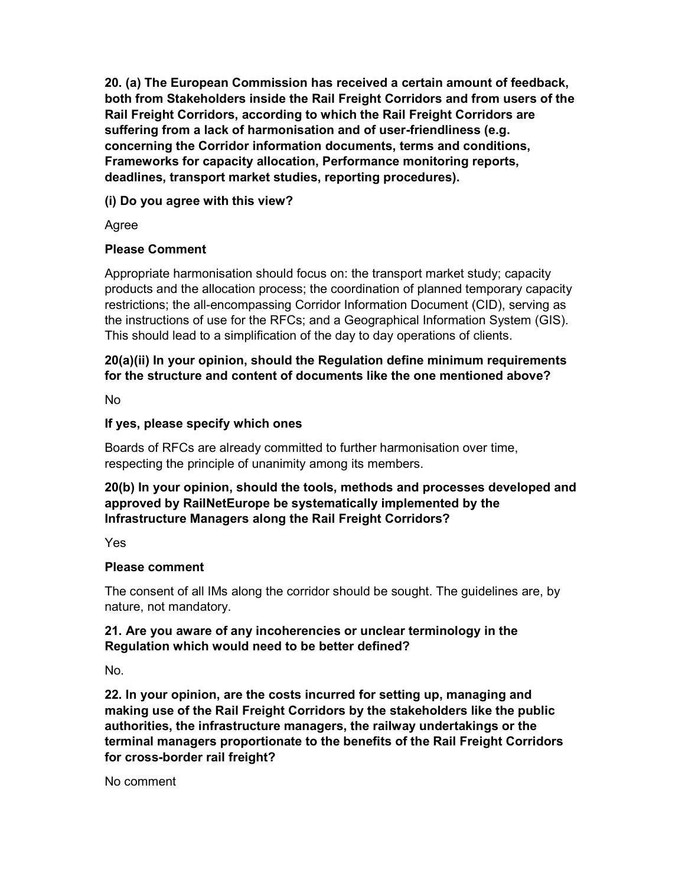**20. (a) The European Commission has received a certain amount of feedback, both from Stakeholders inside the Rail Freight Corridors and from users of the Rail Freight Corridors, according to which the Rail Freight Corridors are suffering from a lack of harmonisation and of user-friendliness (e.g. concerning the Corridor information documents, terms and conditions, Frameworks for capacity allocation, Performance monitoring reports, deadlines, transport market studies, reporting procedures).**

**(i) Do you agree with this view?**

Agree

**Please Comment**

Appropriate harmonisation should focus on: the transport market study; capacity products and the allocation process; the coordination of planned temporary capacity restrictions; the all-encompassing Corridor Information Document (CID), serving as the instructions of use for the RFCs; and a Geographical Information System (GIS). This should lead to a simplification of the day to day operations of clients.

**20(a)(ii) In your opinion, should the Regulation define minimum requirements for the structure and content of documents like the one mentioned above?**

No

**If yes, please specify which ones**

Boards of RFCs are already committed to further harmonisation over time, respecting the principle of unanimity among its members.

**20(b) In your opinion, should the tools, methods and processes developed and approved by RailNetEurope be systematically implemented by the Infrastructure Managers along the Rail Freight Corridors?**

Yes

**Please comment**

The consent of all IMs along the corridor should be sought. The guidelines are, by nature, not mandatory.

**21. Are you aware of any incoherencies or unclear terminology in the Regulation which would need to be better defined?**

No.

**22. In your opinion, are the costs incurred for setting up, managing and making use of the Rail Freight Corridors by the stakeholders like the public authorities, the infrastructure managers, the railway undertakings or the terminal managers proportionate to the benefits of the Rail Freight Corridors for cross-border rail freight?**

No comment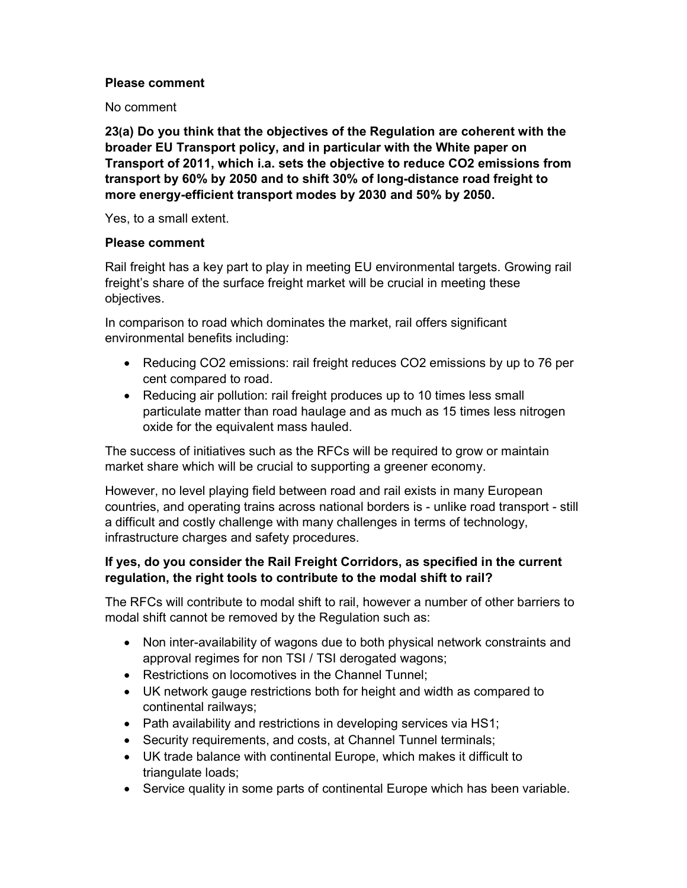**Please comment**

No comment

**23(a) Do you think that the objectives of the Regulation are coherent with the broader EU Transport policy, and in particular with the White paper on Transport of 2011, which i.a. sets the objective to reduce $CO_2$ emissions from transport by 60% by 2050 and to shift 30% of long-distance road freight to more energy-efficient transport modes by 2030 and 50% by 2050.**

Yes, to a small extent.

**Please comment**

Rail freight has a key part to play in meeting EU environmental targets. Growing rail freight's share of the surface freight market will be crucial in meeting these objectives.

In comparison to road which dominates the market, rail offers significant environmental benefits including:

- Reducing $CO_2$ emissions: rail freight reduces $CO_2$ emissions by up to 76 per cent compared to road.
- Reducing air pollution: rail freight produces up to 10 times less small particulate matter than road haulage and as much as 15 times less nitrogen oxide for the equivalent mass hauled.

The success of initiatives such as the RFCs will be required to grow or maintain market share which will be crucial to supporting a greener economy.

However, no level playing field between road and rail exists in many European countries, and operating trains across national borders is - unlike road transport - still a difficult and costly challenge with many challenges in terms of technology, infrastructure charges and safety procedures.

**If yes, do you consider the Rail Freight Corridors, as specified in the current regulation, the right tools to contribute to the modal shift to rail?**

The RFCs will contribute to modal shift to rail, however a number of other barriers to modal shift cannot be removed by the Regulation such as:

- Non inter-availability of wagons due to both physical network constraints and approval regimes for non TSI / TSI derogated wagons;
- Restrictions on locomotives in the Channel Tunnel;
- UK network gauge restrictions both for height and width as compared to continental railways;
- Path availability and restrictions in developing services via HS1;
- Security requirements, and costs, at Channel Tunnel terminals;
- UK trade balance with continental Europe, which makes it difficult to triangulate loads;
- Service quality in some parts of continental Europe which has been variable.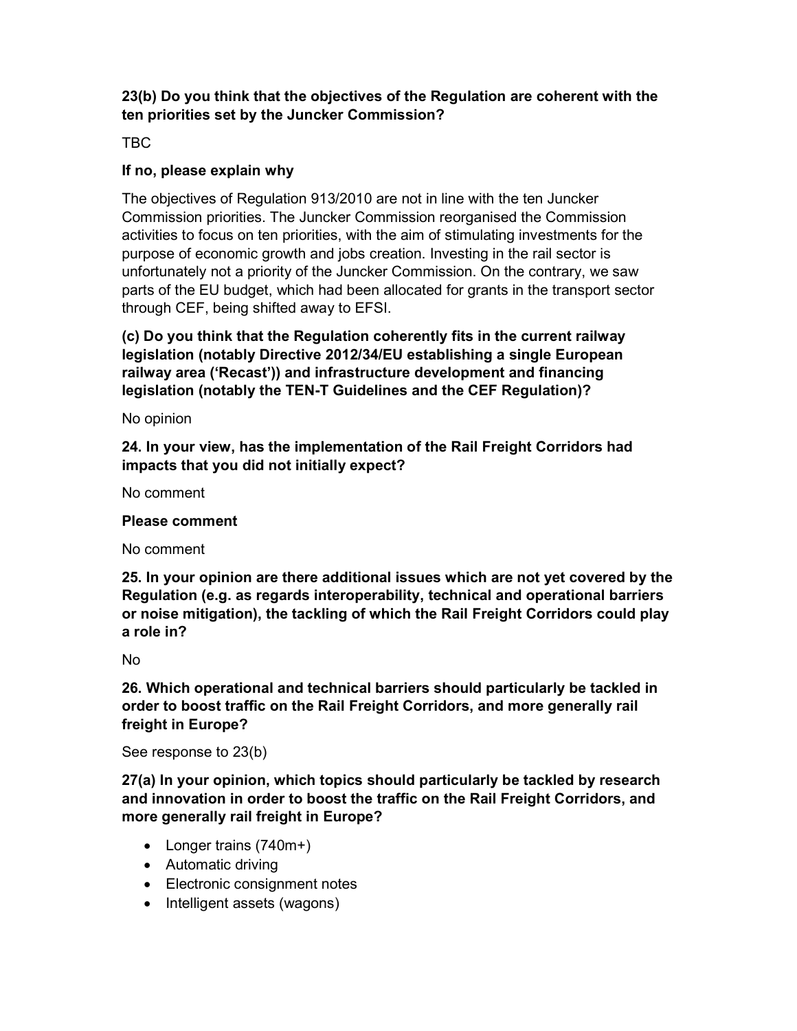**23(b) Do you think that the objectives of the Regulation are coherent with the ten priorities set by the Juncker Commission?**

TBC

**If no, please explain why**

The objectives of Regulation 913/2010 are not in line with the ten Juncker Commission priorities. The Juncker Commission reorganised the Commission activities to focus on ten priorities, with the aim of stimulating investments for the purpose of economic growth and jobs creation. Investing in the rail sector is unfortunately not a priority of the Juncker Commission. On the contrary, we saw parts of the EU budget, which had been allocated for grants in the transport sector through CEF, being shifted away to EFSI.

**(c) Do you think that the Regulation coherently fits in the current railway legislation (notably Directive 2012/34/EU establishing a single European railway area ('Recast')) and infrastructure development and financing legislation (notably the TEN-T Guidelines and the CEF Regulation)?**

No opinion

**24. In your view, has the implementation of the Rail Freight Corridors had impacts that you did not initially expect?**

No comment

**Please comment**

No comment

**25. In your opinion are there additional issues which are not yet covered by the Regulation (e.g. as regards interoperability, technical and operational barriers or noise mitigation), the tackling of which the Rail Freight Corridors could play a role in?**

No

**26. Which operational and technical barriers should particularly be tackled in order to boost traffic on the Rail Freight Corridors, and more generally rail freight in Europe?**

See response to 23(b)

**27(a) In your opinion, which topics should particularly be tackled by research and innovation in order to boost the traffic on the Rail Freight Corridors, and more generally rail freight in Europe?**

- Longer trains (740m+)
- Automatic driving
- Electronic consignment notes
- Intelligent assets (wagons)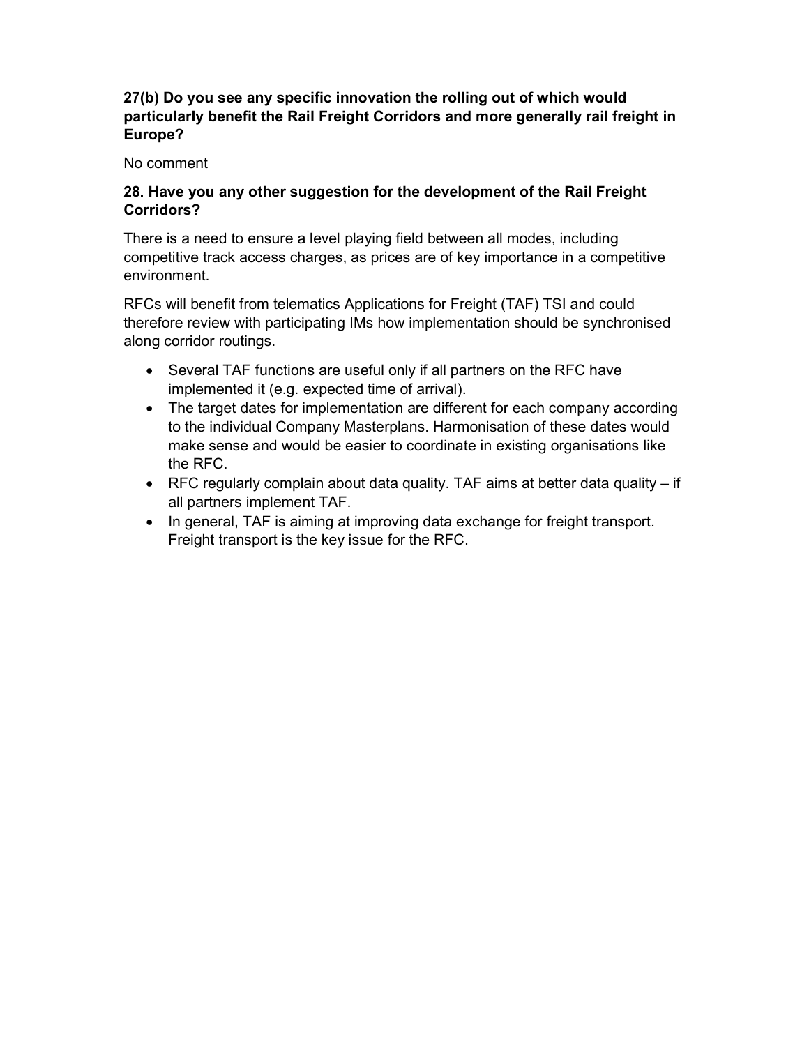**27(b) Do you see any specific innovation the rolling out of which would particularly benefit the Rail Freight Corridors and more generally rail freight in Europe?**

No comment

**28. Have you any other suggestion for the development of the Rail Freight Corridors?**

There is a need to ensure a level playing field between all modes, including competitive track access charges, as prices are of key importance in a competitive environment.

RFCs will benefit from telematics Applications for Freight (TAF) TSI and could therefore review with participating IMs how implementation should be synchronised along corridor routings.

- Several TAF functions are useful only if all partners on the RFC have implemented it (e.g. expected time of arrival).
- The target dates for implementation are different for each company according to the individual Company Masterplans. Harmonisation of these dates would make sense and would be easier to coordinate in existing organisations like the RFC.
- RFC regularly complain about data quality. TAF aims at better data quality – if all partners implement TAF.
- In general, TAF is aiming at improving data exchange for freight transport. Freight transport is the key issue for the RFC.